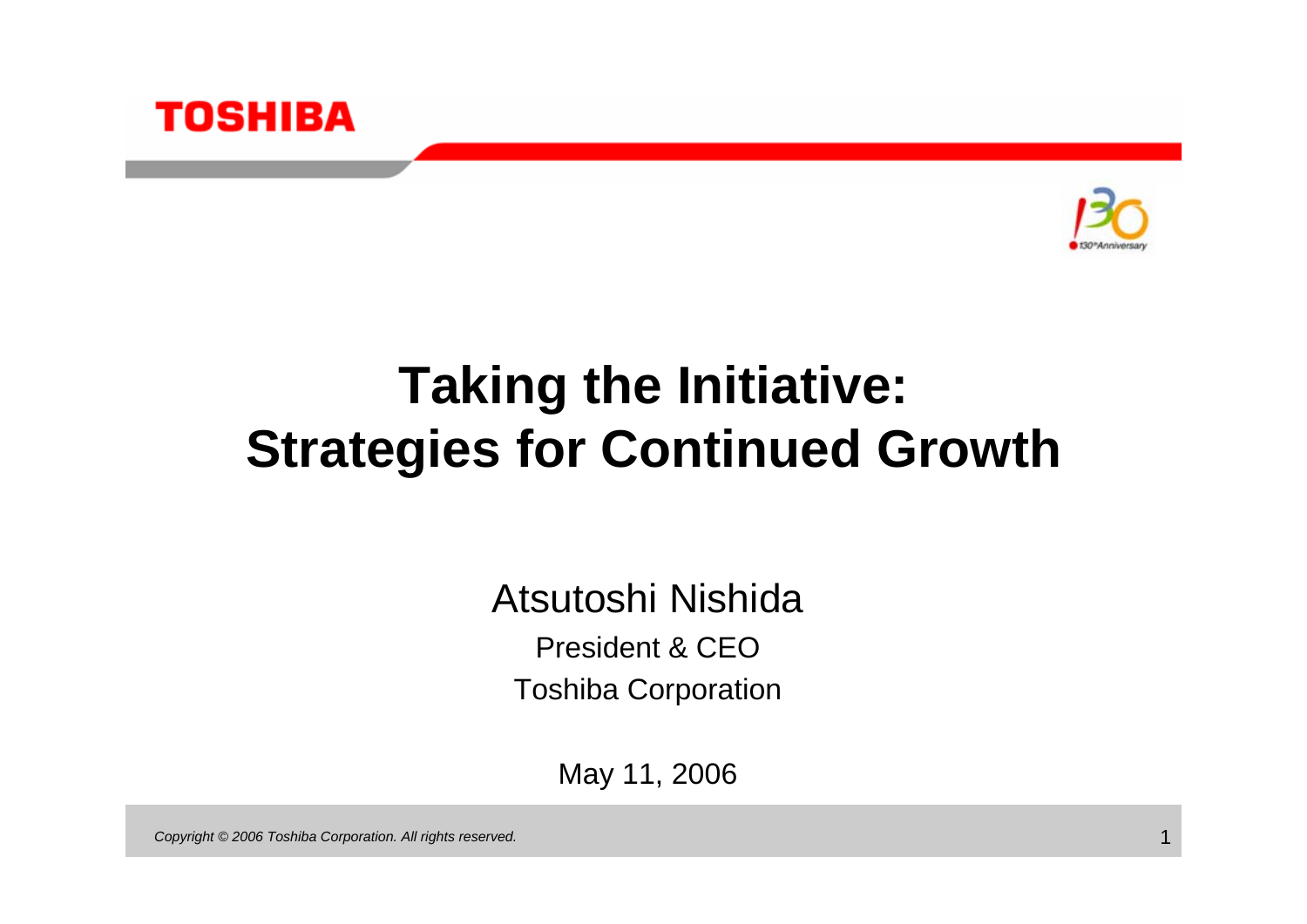TOSHIBA

# Taking the Initiative: Strategies for Continued Growth

Atsutoshi Nishida

President & CEO

Toshiba Corporation

May 11, 2006

*Copyright © 2006 Toshiba Corporation. All rights reserved.*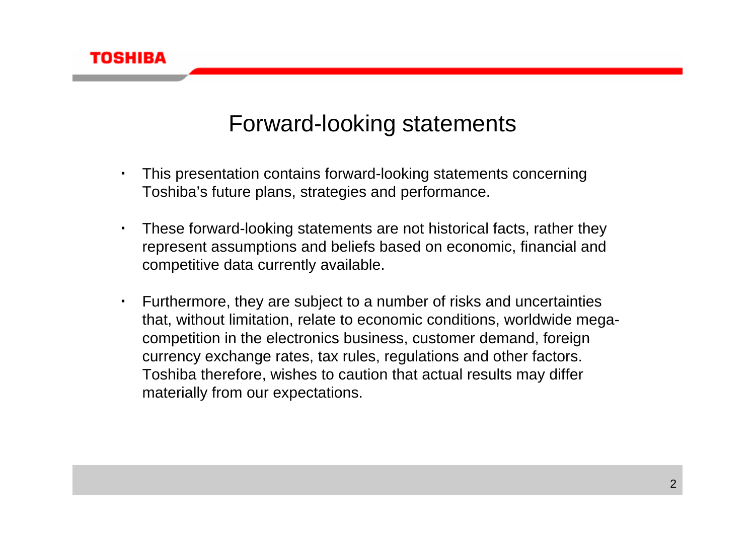# Forward-looking statements

- This presentation contains forward-looking statements concerning Toshiba's future plans, strategies and performance.
- These forward-looking statements are not historical facts, rather they represent assumptions and beliefs based on economic, financial and competitive data currently available.
- Furthermore, they are subject to a number of risks and uncertainties that, without limitation, relate to economic conditions, worldwide mega-competition in the electronics business, customer demand, foreign currency exchange rates, tax rules, regulations and other factors. Toshiba therefore, wishes to caution that actual results may differ materially from our expectations.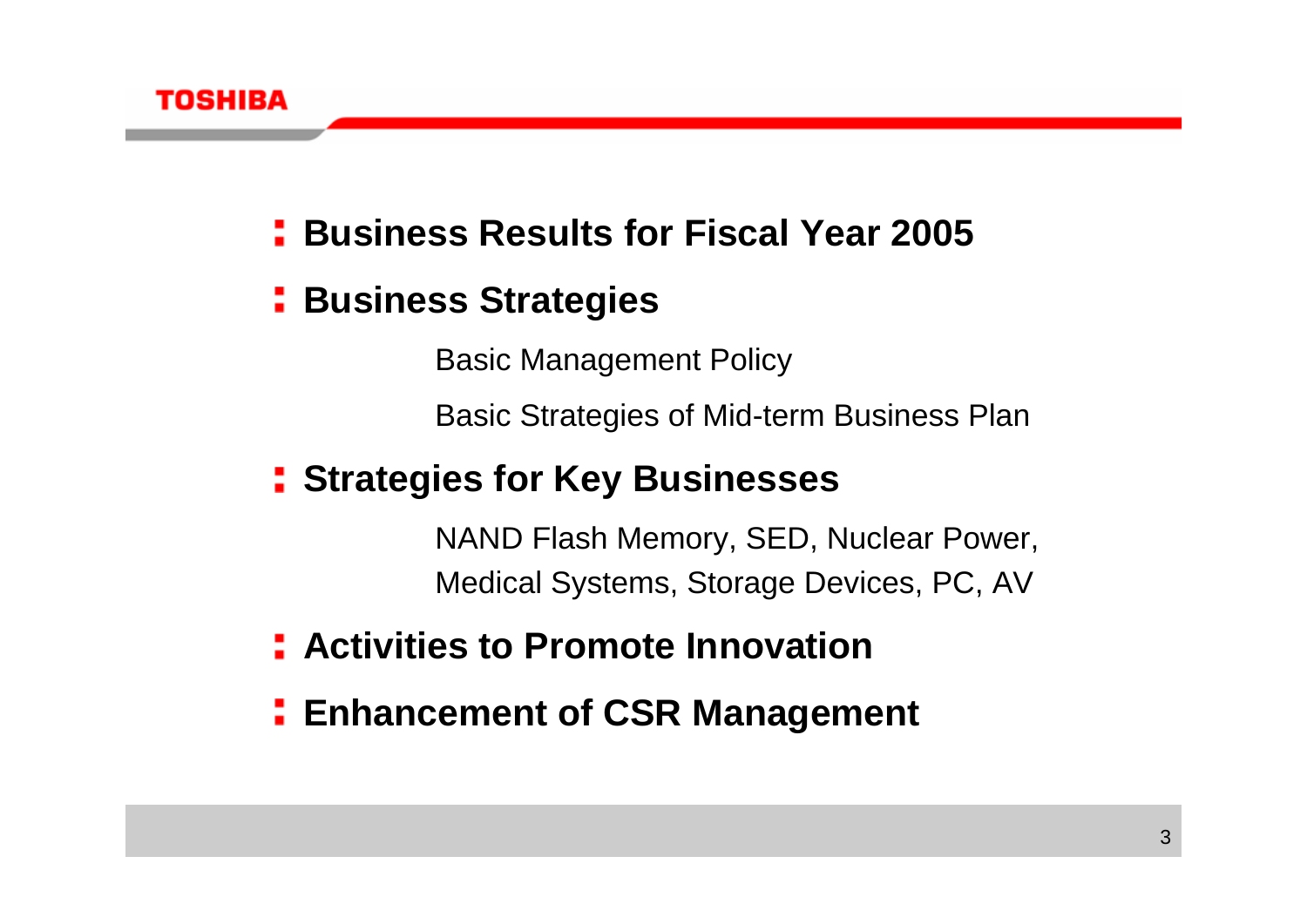- **Business Results for Fiscal Year 2005**
- **Business Strategies**

  Basic Management Policy

  Basic Strategies of Mid-term Business Plan

- **Strategies for Key Businesses**

  NAND Flash Memory, SED, Nuclear Power, Medical Systems, Storage Devices, PC, AV

- **Activities to Promote Innovation**
- **Enhancement of CSR Management**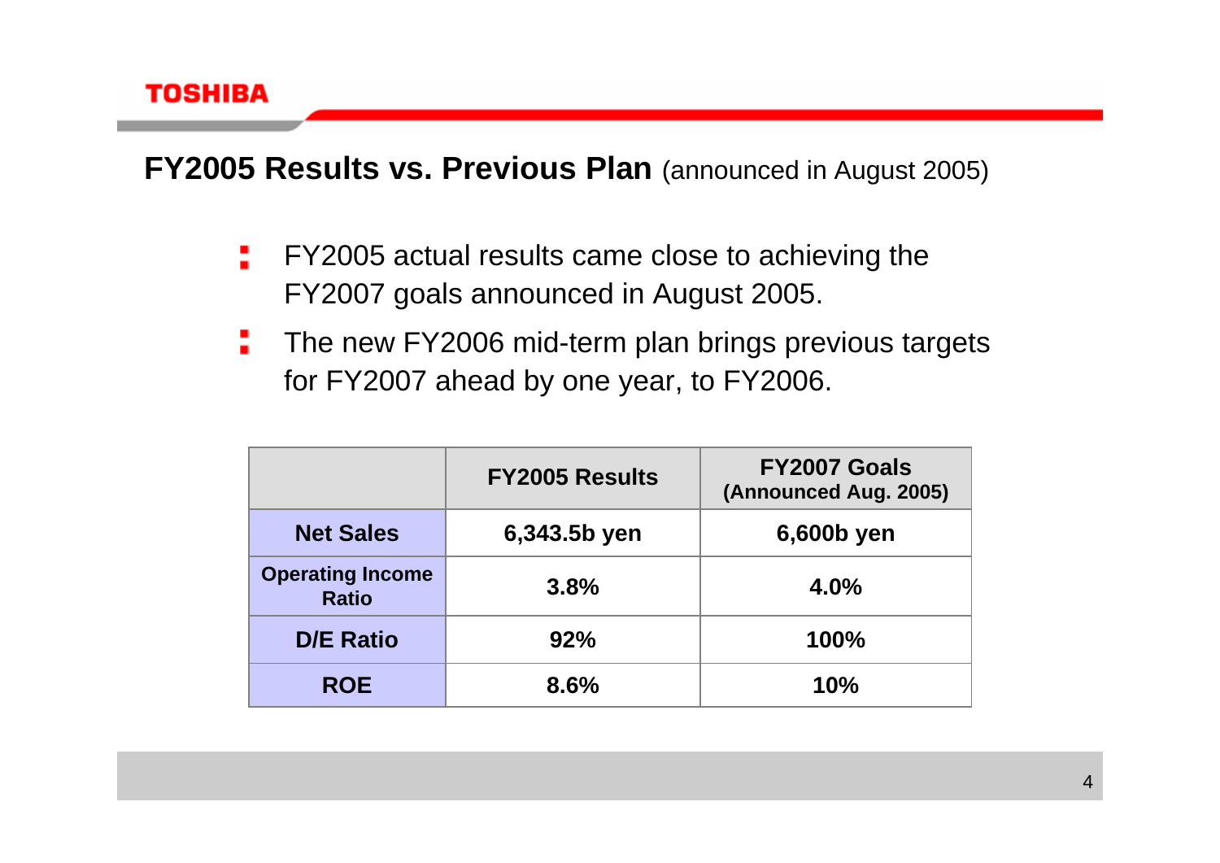## FY2005 Results vs. Previous Plan (announced in August 2005)

- FY2005 actual results came close to achieving the FY2007 goals announced in August 2005.
- The new FY2006 mid-term plan brings previous targets for FY2007 ahead by one year, to FY2006.

| | FY2005 Results | FY2007 Goals (Announced Aug. 2005) |
|---|---|---|
| Net Sales | 6,343.5b yen | 6,600b yen |
| Operating Income Ratio | 3.8% | 4.0% |
| D/E Ratio | 92% | 100% |
| ROE | 8.6% | 10% |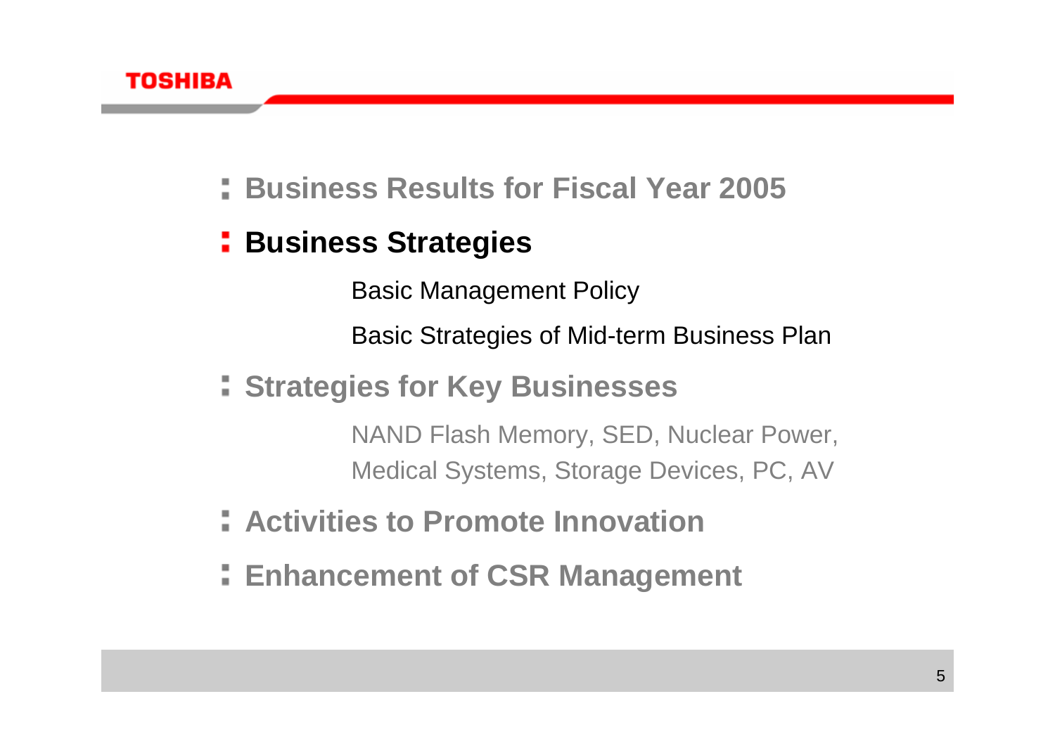- **Business Results for Fiscal Year 2005**
- **Business Strategies**
  - Basic Management Policy
  - Basic Strategies of Mid-term Business Plan
- **Strategies for Key Businesses**
  - NAND Flash Memory, SED, Nuclear Power, Medical Systems, Storage Devices, PC, AV
- **Activities to Promote Innovation**
- **Enhancement of CSR Management**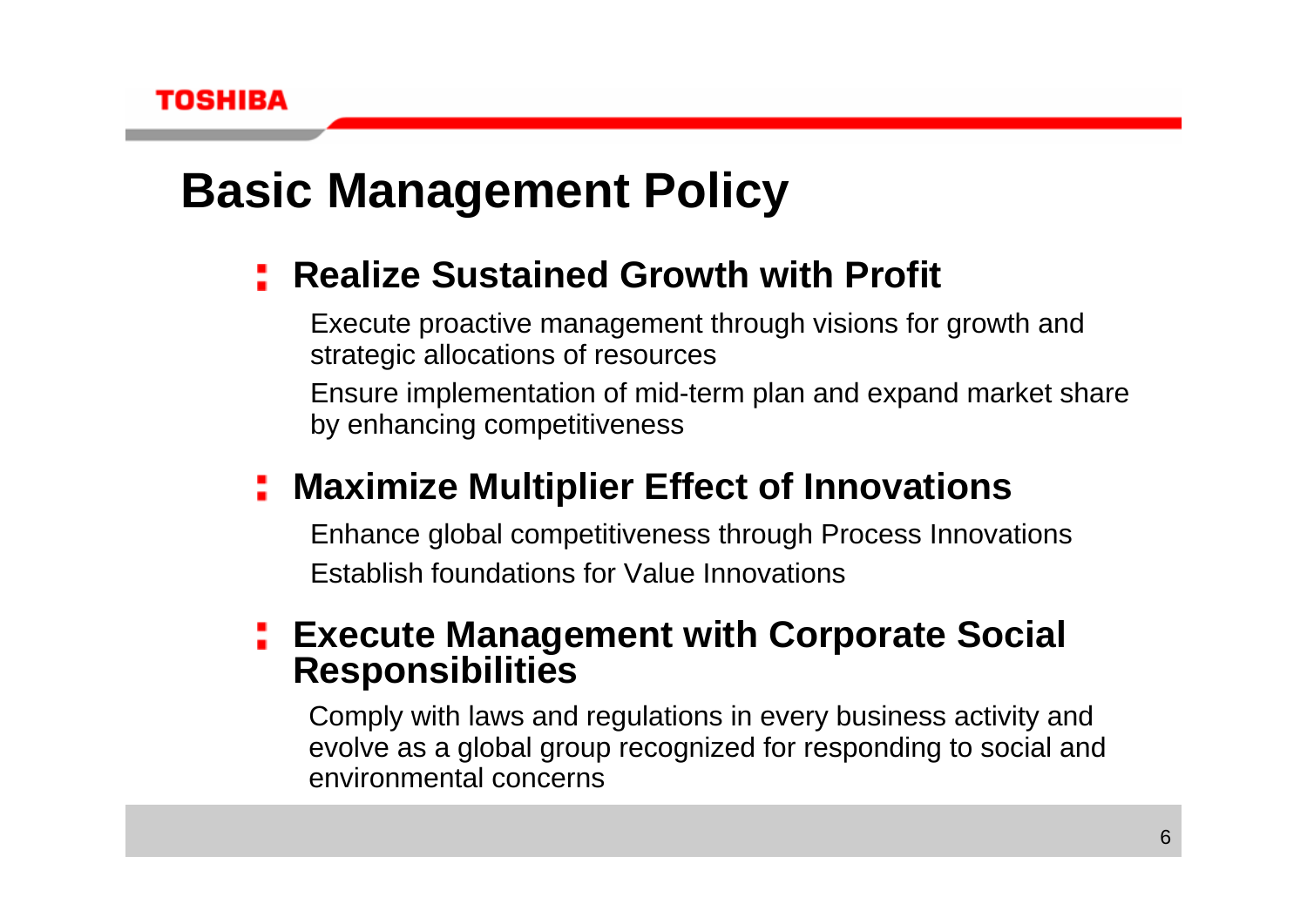# Basic Management Policy

## Realize Sustained Growth with Profit

- Execute proactive management through visions for growth and strategic allocations of resources
- Ensure implementation of mid-term plan and expand market share by enhancing competitiveness

## Maximize Multiplier Effect of Innovations

- Enhance global competitiveness through Process Innovations
- Establish foundations for Value Innovations

## Execute Management with Corporate Social Responsibilities

- Comply with laws and regulations in every business activity and evolve as a global group recognized for responding to social and environmental concerns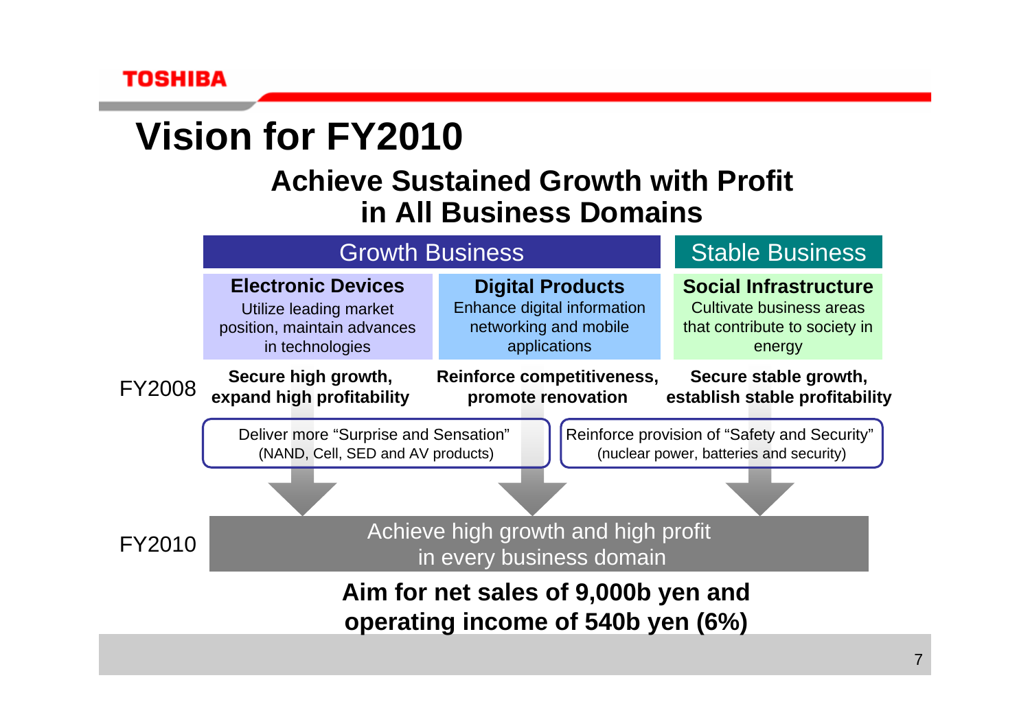# Vision for FY2010

## Achieve Sustained Growth with Profit in All Business Domains

| | Growth Business | | Stable Business |
|---|---|---|---|
| | **Electronic Devices**<br>Utilize leading market position, maintain advances in technologies | **Digital Products**<br>Enhance digital information networking and mobile applications | **Social Infrastructure**<br>Cultivate business areas that contribute to society in energy |
| FY2008 | **Secure high growth, expand high profitability** | **Reinforce competitiveness, promote renovation** | **Secure stable growth, establish stable profitability** |
| | Deliver more "Surprise and Sensation" (NAND, Cell, SED and AV products) | | Reinforce provision of "Safety and Security" (nuclear power, batteries and security) |
| FY2010 | Achieve high growth and high profit in every business domain | | |

**Aim for net sales of 9,000b yen and operating income of 540b yen (6%)**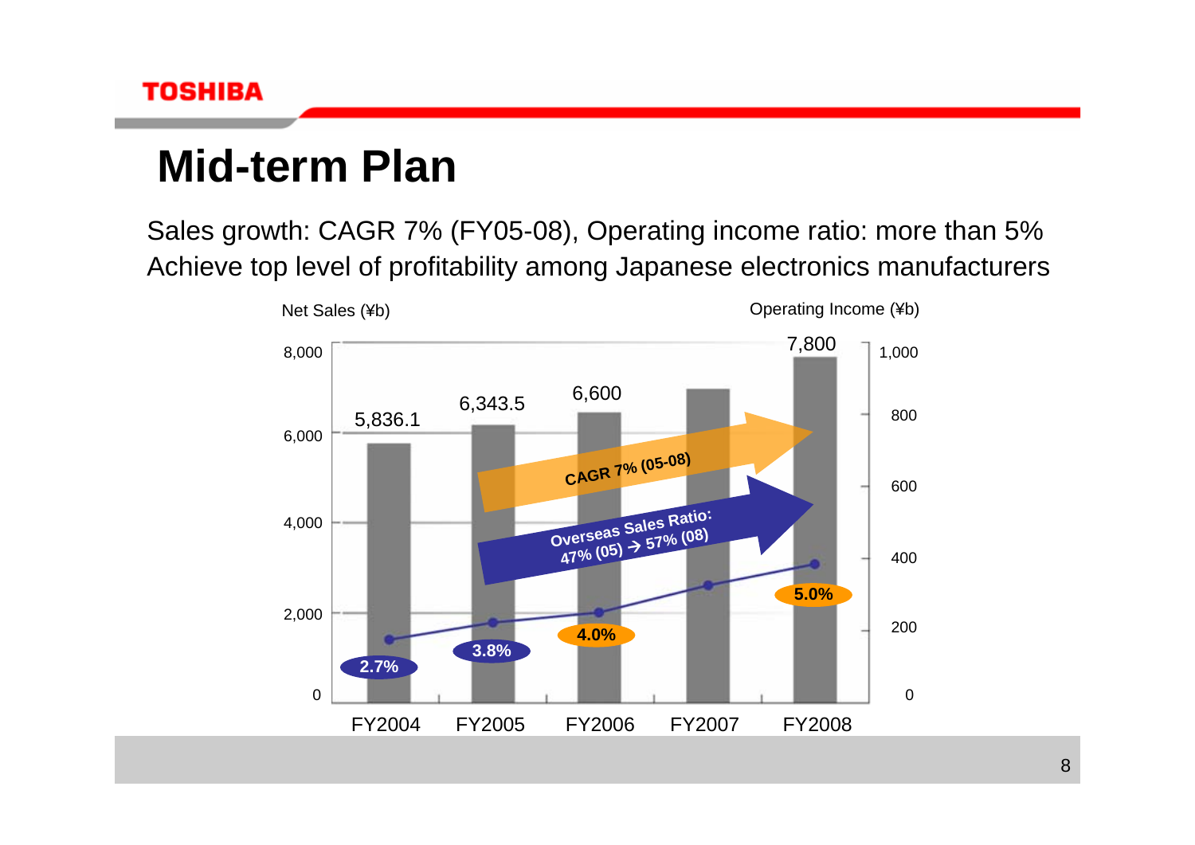# Mid-term Plan

Sales growth: CAGR 7% (FY05-08), Operating income ratio: more than 5%
Achieve top level of profitability among Japanese electronics manufacturers

Net Sales (¥b)

Operating Income (¥b)

| | FY2004 | FY2005 | FY2006 | FY2007 | FY2008 |
|---|---|---|---|---|---|
| Net Sales (¥b) | 5,836.1 | 6,343.5 | 6,600 | | 7,800 |
| Operating income ratio | 2.7% | 3.8% | 4.0% | | 5.0% |

CAGR 7% (05-08)

Overseas Sales Ratio: 47% (05) → 57% (08)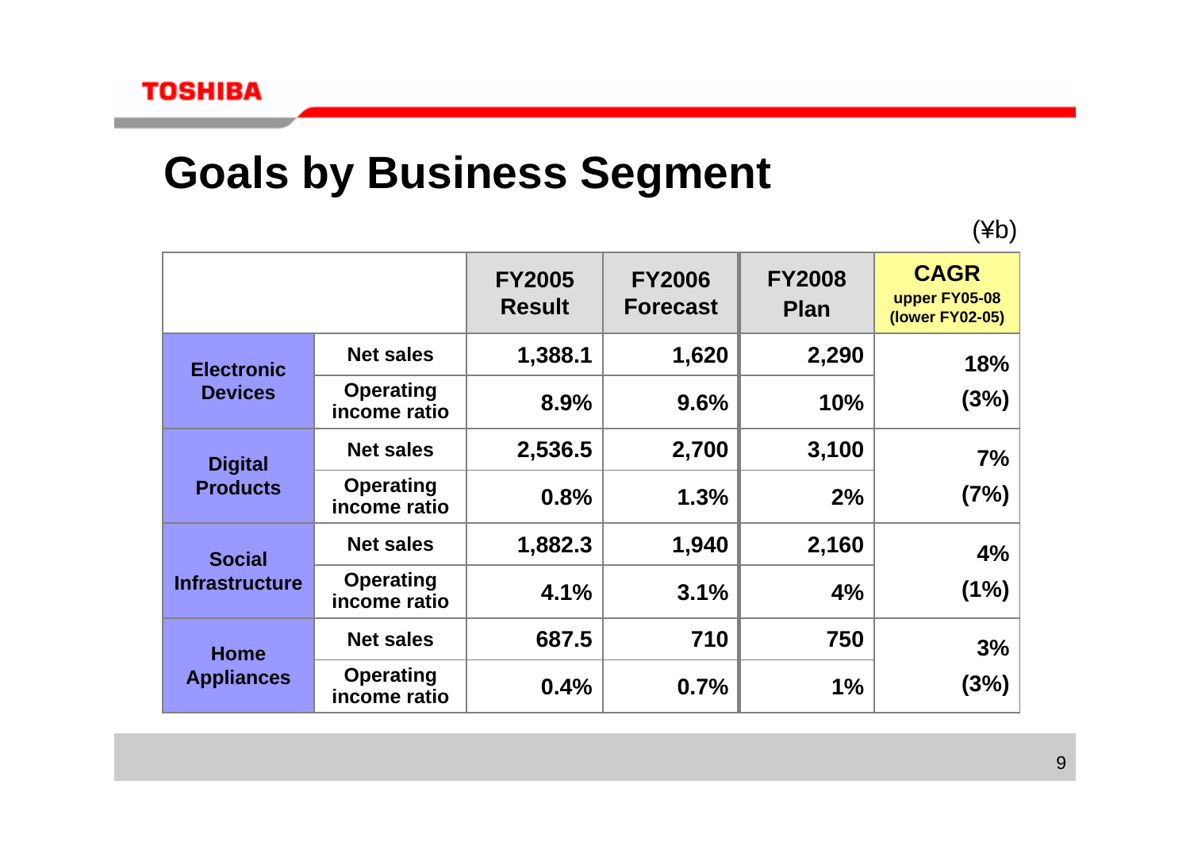# Goals by Business Segment

(¥b)

| | | FY2005 Result | FY2006 Forecast | FY2008 Plan | CAGR upper FY05-08 (lower FY02-05) |
|---|---|---|---|---|---|
| Electronic Devices | Net sales | 1,388.1 | 1,620 | 2,290 | 18% |
| | Operating income ratio | 8.9% | 9.6% | 10% | (3%) |
| Digital Products | Net sales | 2,536.5 | 2,700 | 3,100 | 7% |
| | Operating income ratio | 0.8% | 1.3% | 2% | (7%) |
| Social Infrastructure | Net sales | 1,882.3 | 1,940 | 2,160 | 4% |
| | Operating income ratio | 4.1% | 3.1% | 4% | (1%) |
| Home Appliances | Net sales | 687.5 | 710 | 750 | 3% |
| | Operating income ratio | 0.4% | 0.7% | 1% | (3%) |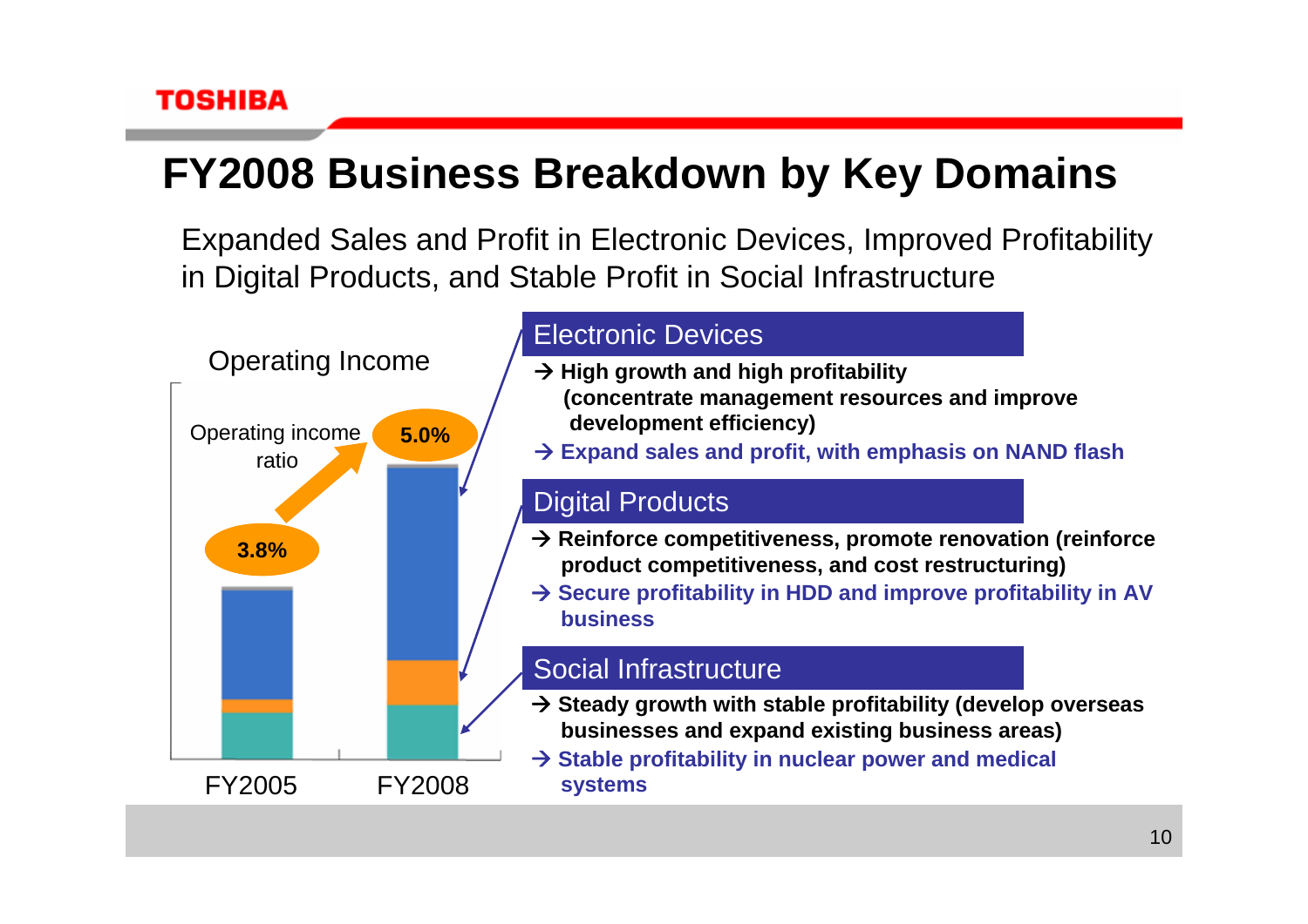# FY2008 Business Breakdown by Key Domains

Expanded Sales and Profit in Electronic Devices, Improved Profitability in Digital Products, and Stable Profit in Social Infrastructure

Operating Income

Operating income ratio

3.8% → 5.0%

FY2005 FY2008

## Electronic Devices

→ **High growth and high profitability (concentrate management resources and improve development efficiency)**

→ **Expand sales and profit, with emphasis on NAND flash**

## Digital Products

→ **Reinforce competitiveness, promote renovation (reinforce product competitiveness, and cost restructuring)**

→ **Secure profitability in HDD and improve profitability in AV business**

## Social Infrastructure

→ **Steady growth with stable profitability (develop overseas businesses and expand existing business areas)**

→ **Stable profitability in nuclear power and medical systems**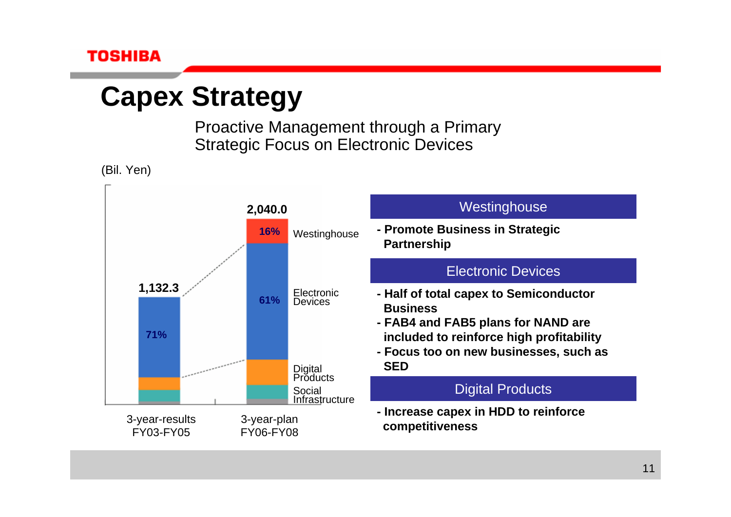# Capex Strategy

Proactive Management through a Primary Strategic Focus on Electronic Devices

(Bil. Yen)

| | 3-year-results FY03-FY05 | 3-year-plan FY06-FY08 |
|---|---|---|
| Total | 1,132.3 | 2,040.0 |
| Westinghouse | | 16% |
| Electronic Devices | 71% | 61% |
| Digital Products | | |
| Social Infrastructure | | |

### Westinghouse

- **Promote Business in Strategic Partnership**

### Electronic Devices

- **Half of total capex to Semiconductor Business**
- **FAB4 and FAB5 plans for NAND are included to reinforce high profitability**
- **Focus too on new businesses, such as SED**

### Digital Products

- **Increase capex in HDD to reinforce competitiveness**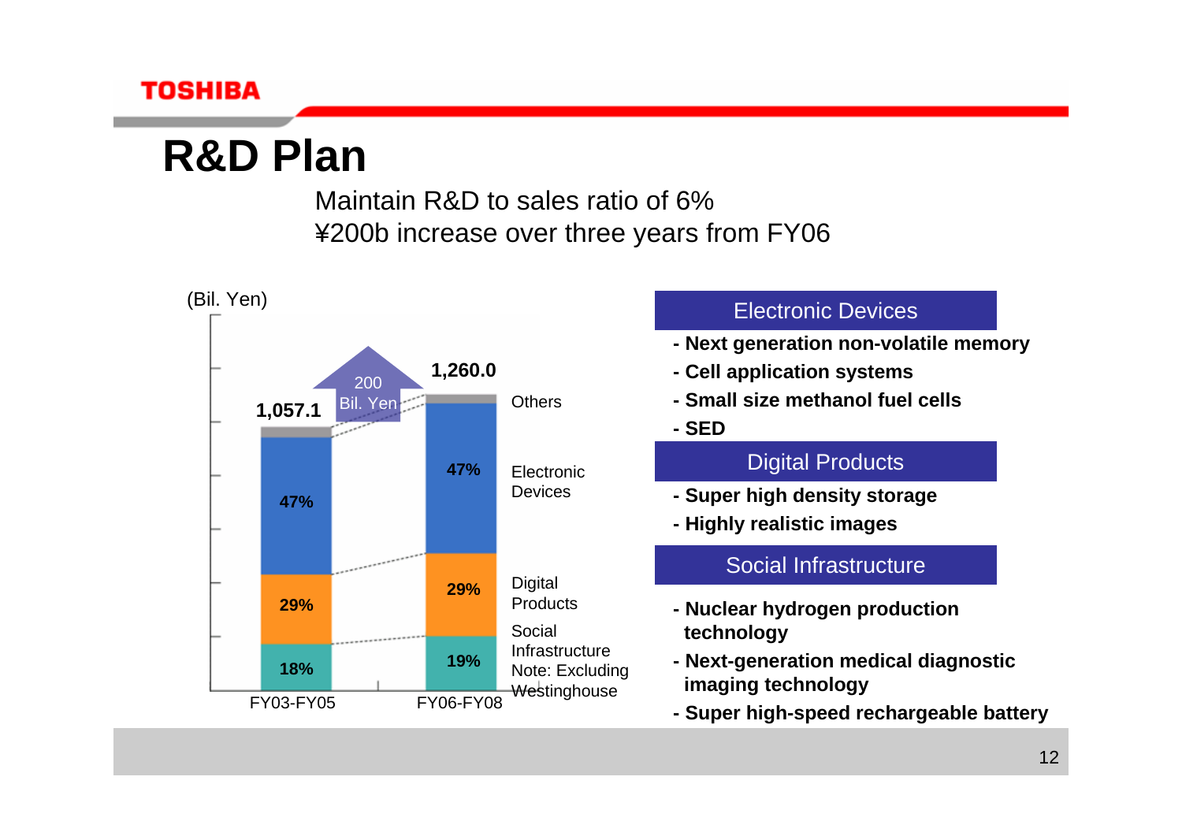# R&D Plan

Maintain R&D to sales ratio of 6%
¥200b increase over three years from FY06

(Bil. Yen)

| | FY03-FY05 | FY06-FY08 |
|---|---|---|
| Total | 1,057.1 | 1,260.0 |
| Others | | |
| Electronic Devices | 47% | 47% |
| Digital Products | 29% | 29% |
| Social Infrastructure | 18% | 19% |

200 Bil. Yen increase

Note: Excluding Westinghouse

## Electronic Devices

- Next generation non-volatile memory
- Cell application systems
- Small size methanol fuel cells
- SED

## Digital Products

- Super high density storage
- Highly realistic images

## Social Infrastructure

- Nuclear hydrogen production technology
- Next-generation medical diagnostic imaging technology
- Super high-speed rechargeable battery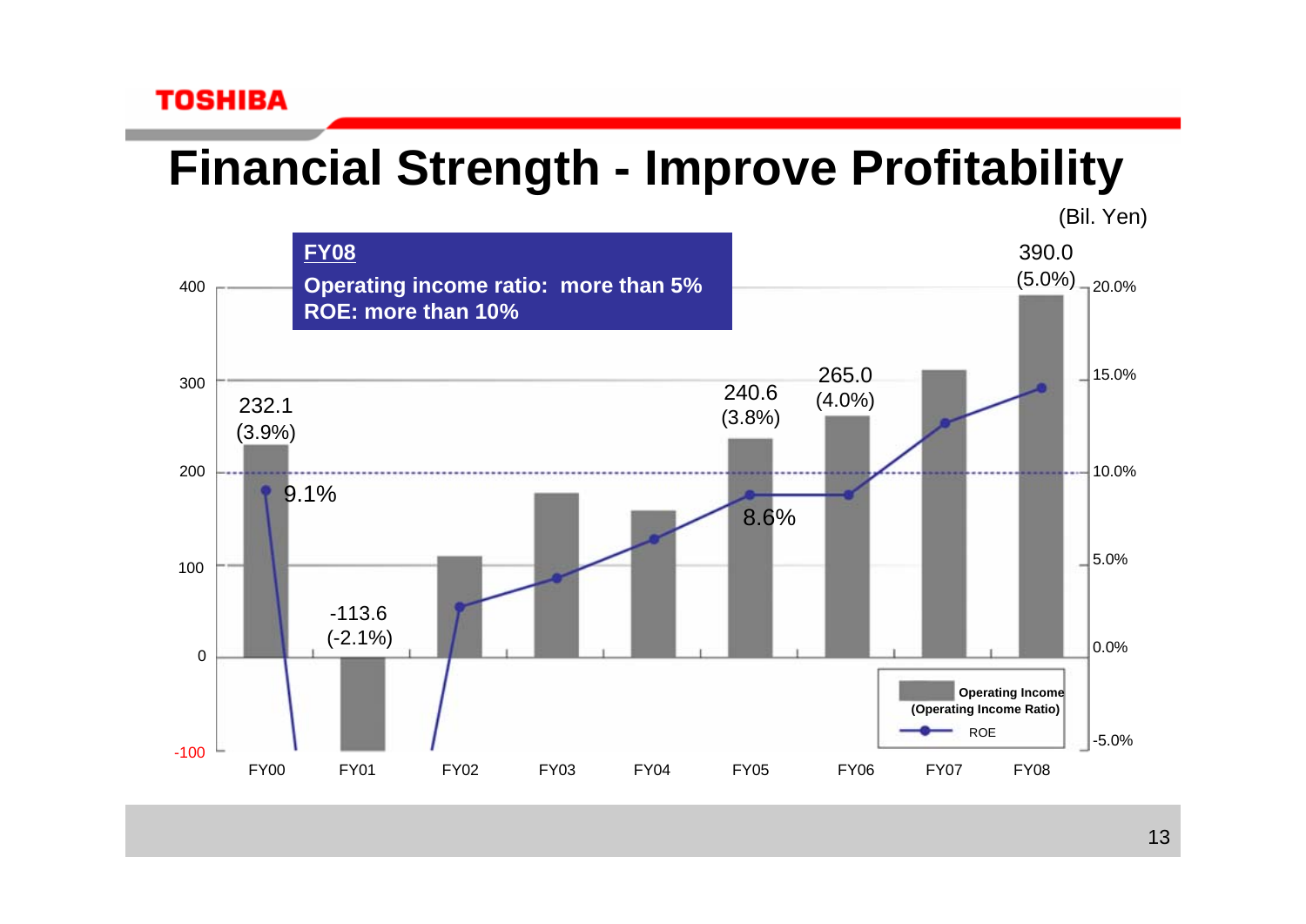# Financial Strength - Improve Profitability

(Bil. Yen)

**FY08**

**Operating income ratio: more than 5%**
**ROE: more than 10%**

| | FY00 | FY01 | FY02 | FY03 | FY04 | FY05 | FY06 | FY07 | FY08 |
|---|---|---|---|---|---|---|---|---|---|
| Operating Income (Operating Income Ratio) | 232.1 (3.9%) | -113.6 (-2.1%) | | | | 240.6 (3.8%) | 265.0 (4.0%) | | 390.0 (5.0%) |
| ROE | 9.1% | | | | | 8.6% | | | |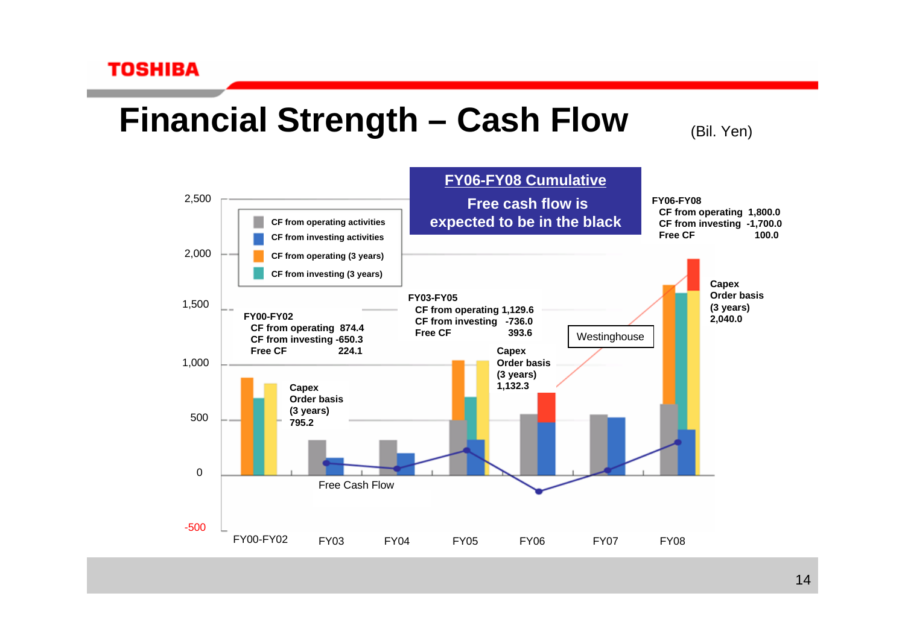# Financial Strength – Cash Flow

(Bil. Yen)

**FY06-FY08 Cumulative**

**Free cash flow is expected to be in the black**

Legend:
- CF from operating activities
- CF from investing activities
- CF from operating (3 years)
- CF from investing (3 years)

**FY00-FY02**
- CF from operating 874.4
- CF from investing -650.3
- Free CF 224.1

**Capex Order basis (3 years) 795.2**

**FY03-FY05**
- CF from operating 1,129.6
- CF from investing -736.0
- Free CF 393.6

**Capex Order basis (3 years) 1,132.3**

**FY06-FY08**
- CF from operating 1,800.0
- CF from investing -1,700.0
- Free CF 100.0

**Capex Order basis (3 years) 2,040.0**

Westinghouse

Free Cash Flow

Y-axis: 2,500 / 2,000 / 1,500 / 1,000 / 500 / 0 / -500

X-axis: FY00-FY02 / FY03 / FY04 / FY05 / FY06 / FY07 / FY08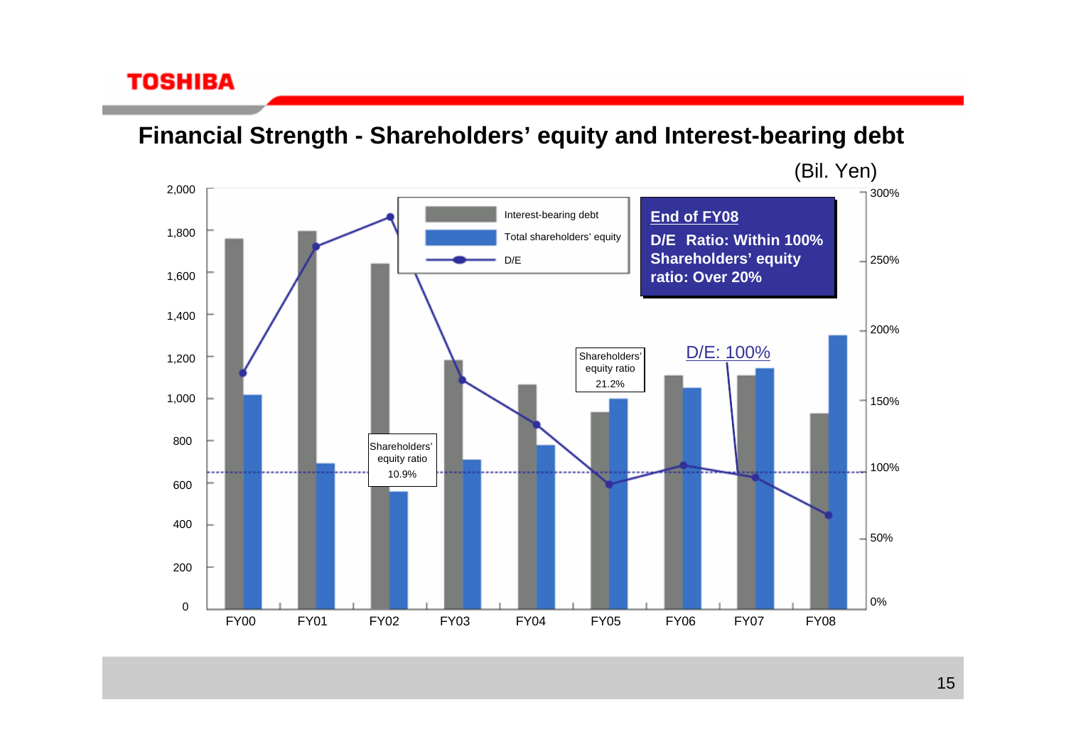# Financial Strength - Shareholders' equity and Interest-bearing debt

(Bil. Yen)

Legend: Interest-bearing debt; Total shareholders' equity; D/E

**End of FY08**

**D/E Ratio: Within 100%**
**Shareholders' equity ratio: Over 20%**

Shareholders' equity ratio 10.9% (FY02)

Shareholders' equity ratio 21.2% (FY05)

D/E: 100%

Left axis: 0, 200, 400, 600, 800, 1,000, 1,200, 1,400, 1,600, 1,800, 2,000

Right axis: 0%, 50%, 100%, 150%, 200%, 250%, 300%

FY00, FY01, FY02, FY03, FY04, FY05, FY06, FY07, FY08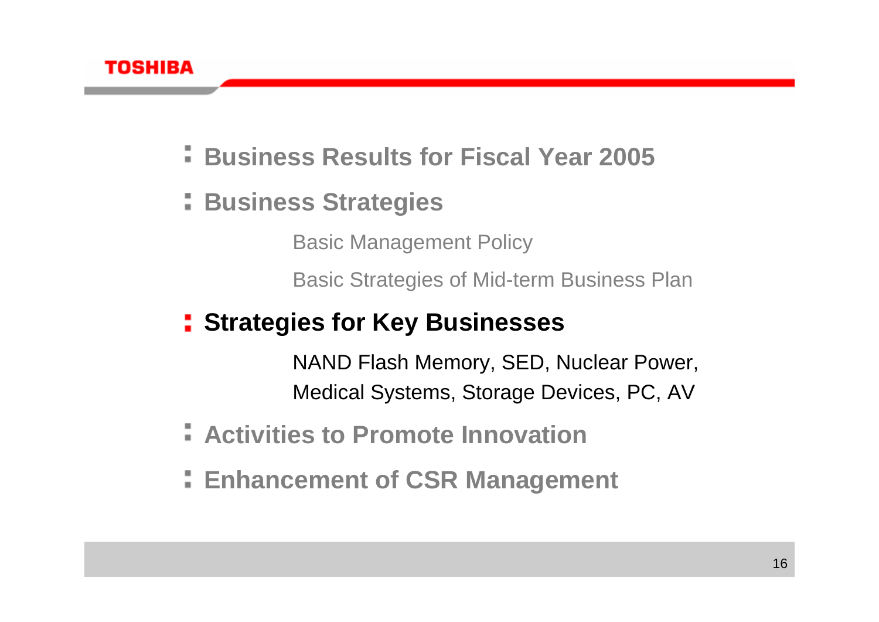- **Business Results for Fiscal Year 2005**
- **Business Strategies**
  - Basic Management Policy
  - Basic Strategies of Mid-term Business Plan
- **Strategies for Key Businesses**
  - NAND Flash Memory, SED, Nuclear Power, Medical Systems, Storage Devices, PC, AV
- **Activities to Promote Innovation**
- **Enhancement of CSR Management**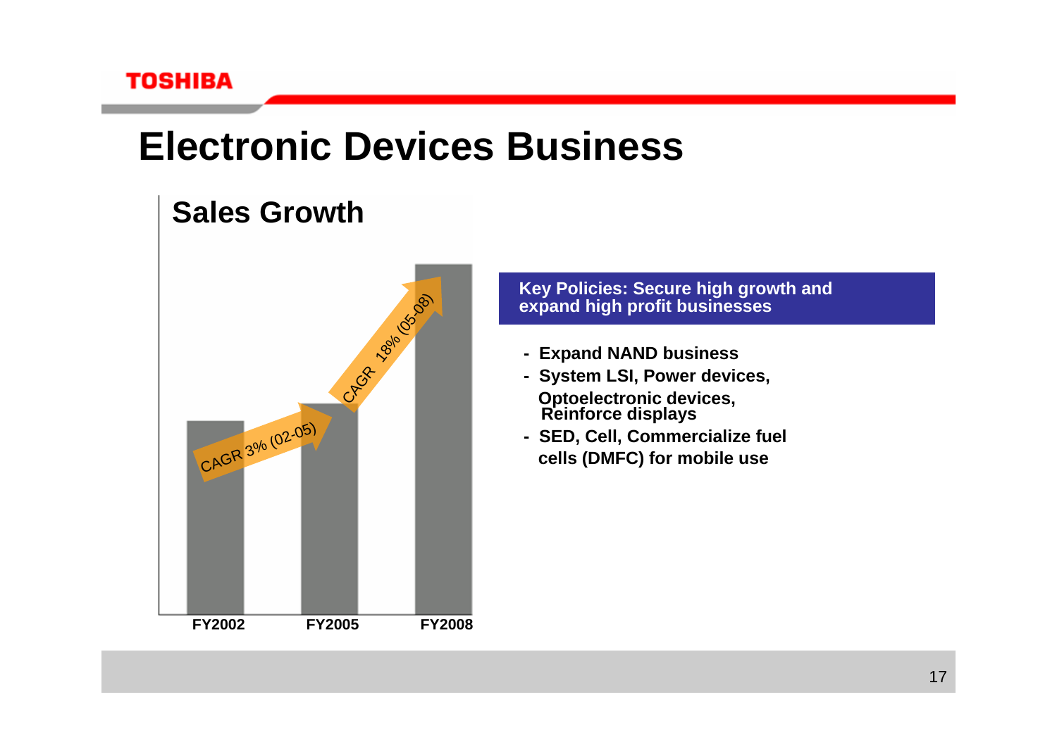# Electronic Devices Business

## Sales Growth

CAGR 3% (02-05)

CAGR 18% (05-08)

FY2002 FY2005 FY2008

**Key Policies: Secure high growth and expand high profit businesses**

- **Expand NAND business**
- **System LSI, Power devices, Optoelectronic devices, Reinforce displays**
- **SED, Cell, Commercialize fuel cells (DMFC) for mobile use**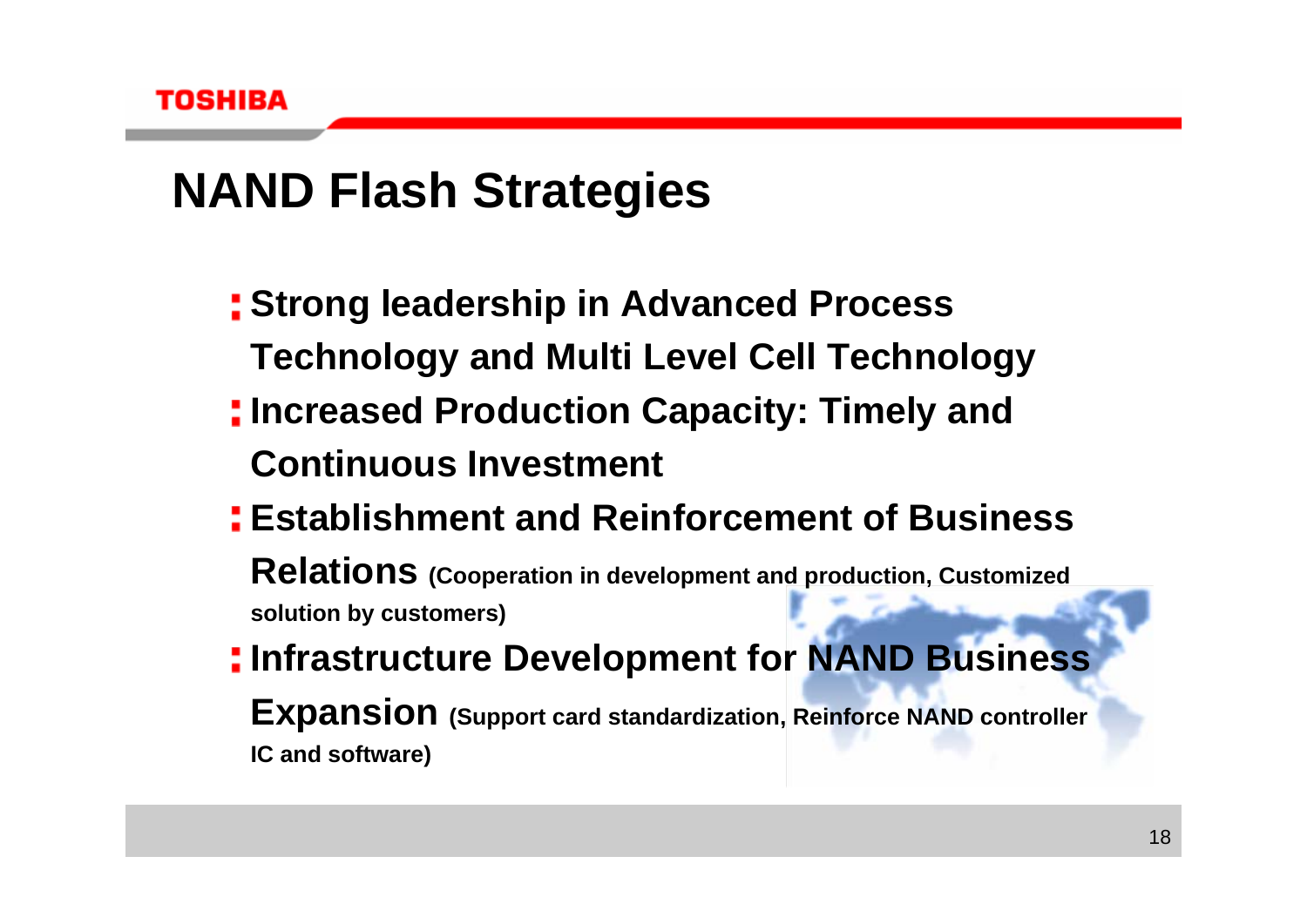# NAND Flash Strategies

- **Strong leadership in Advanced Process Technology and Multi Level Cell Technology**
- **Increased Production Capacity: Timely and Continuous Investment**
- **Establishment and Reinforcement of Business Relations** **(Cooperation in development and production, Customized solution by customers)**
- **Infrastructure Development for NAND Business Expansion** **(Support card standardization, Reinforce NAND controller IC and software)**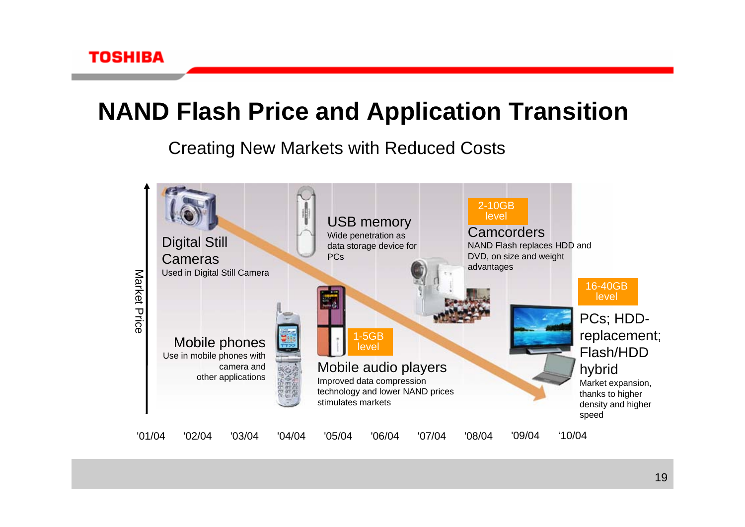# NAND Flash Price and Application Transition

Creating New Markets with Reduced Costs

Market Price

**Digital Still Cameras**
Used in Digital Still Camera

**Mobile phones**
Use in mobile phones with camera and other applications

**USB memory**
Wide penetration as data storage device for PCs

1-5GB level

**Mobile audio players**
Improved data compression technology and lower NAND prices stimulates markets

2-10GB level

**Camcorders**
NAND Flash replaces HDD and DVD, on size and weight advantages

16-40GB level

**PCs; HDD-replacement; Flash/HDD hybrid**
Market expansion, thanks to higher density and higher speed

'01/04 '02/04 '03/04 '04/04 '05/04 '06/04 '07/04 '08/04 '09/04 '10/04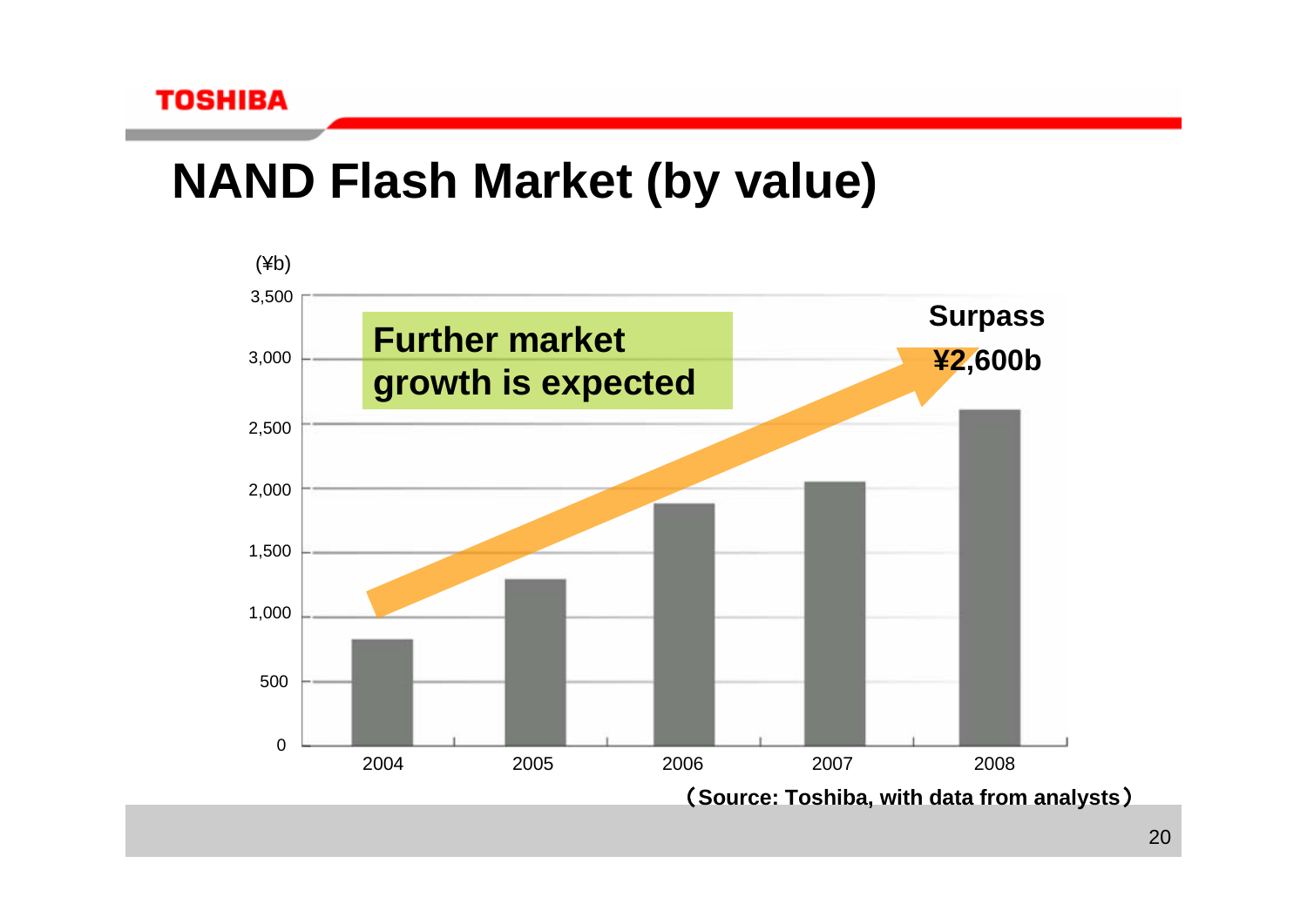# NAND Flash Market (by value)

(¥b)

Further market growth is expected

Surpass ¥2,600b

| Year | Value (¥b) |
|---|---|
| 2004 | |
| 2005 | |
| 2006 | |
| 2007 | |
| 2008 | |

（Source: Toshiba, with data from analysts）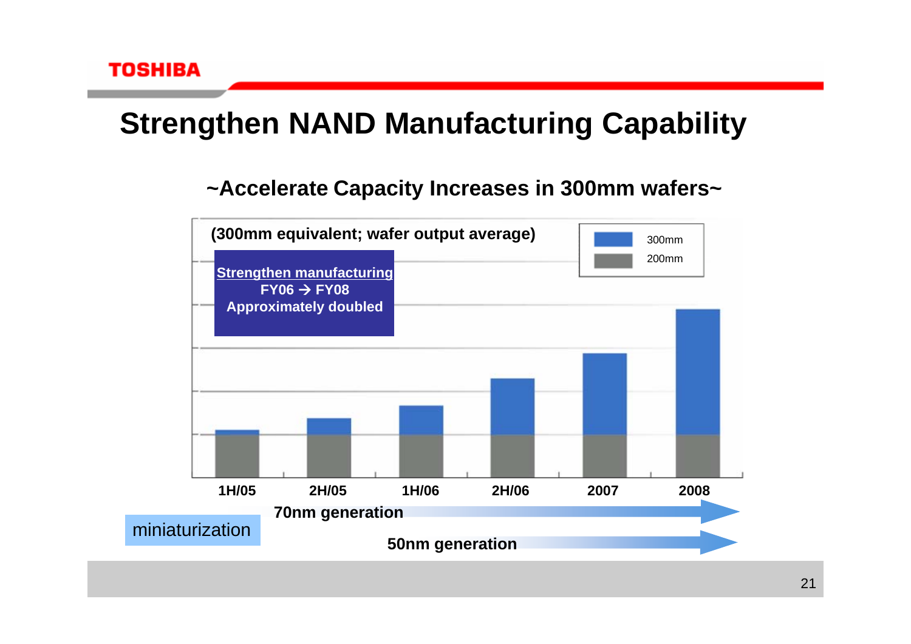# Strengthen NAND Manufacturing Capability

**~Accelerate Capacity Increases in 300mm wafers~**

**(300mm equivalent; wafer output average)**

**Strengthen manufacturing**
**FY06 → FY08**
**Approximately doubled**

300mm
200mm

**1H/05** **2H/05** **1H/06** **2H/06** **2007** **2008**

miniaturization

**70nm generation**

**50nm generation**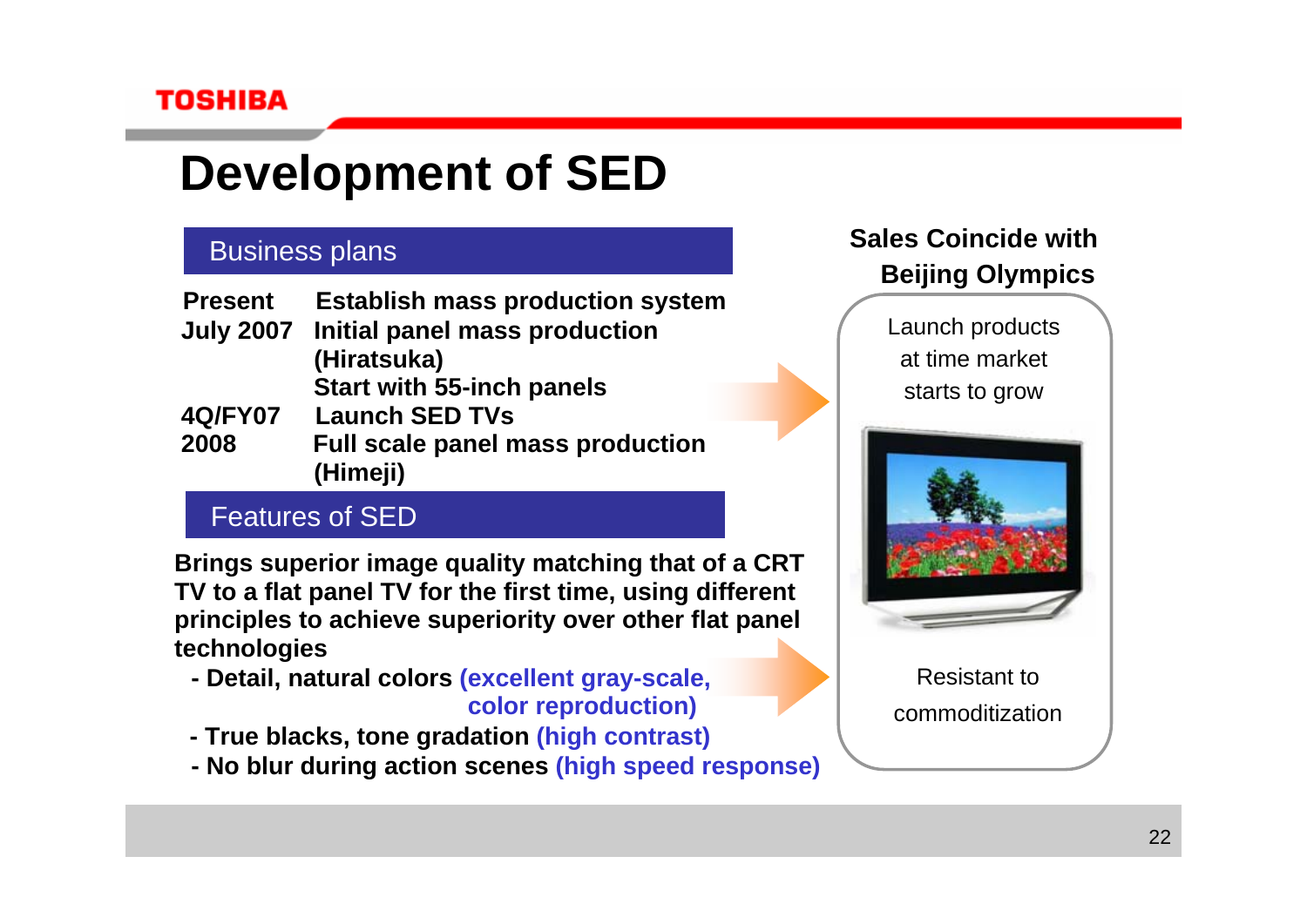# Development of SED

## Business plans

| | |
|---|---|
| **Present** | **Establish mass production system** |
| **July 2007** | **Initial panel mass production (Hiratsuka)** <br> **Start with 55-inch panels** |
| **4Q/FY07** | **Launch SED TVs** |
| **2008** | **Full scale panel mass production (Himeji)** |

## Features of SED

**Brings superior image quality matching that of a CRT TV to a flat panel TV for the first time, using different principles to achieve superiority over other flat panel technologies**

- **Detail, natural colors (excellent gray-scale, color reproduction)**
- **True blacks, tone gradation (high contrast)**
- **No blur during action scenes (high speed response)**

**Sales Coincide with Beijing Olympics**

Launch products at time market starts to grow

Resistant to commoditization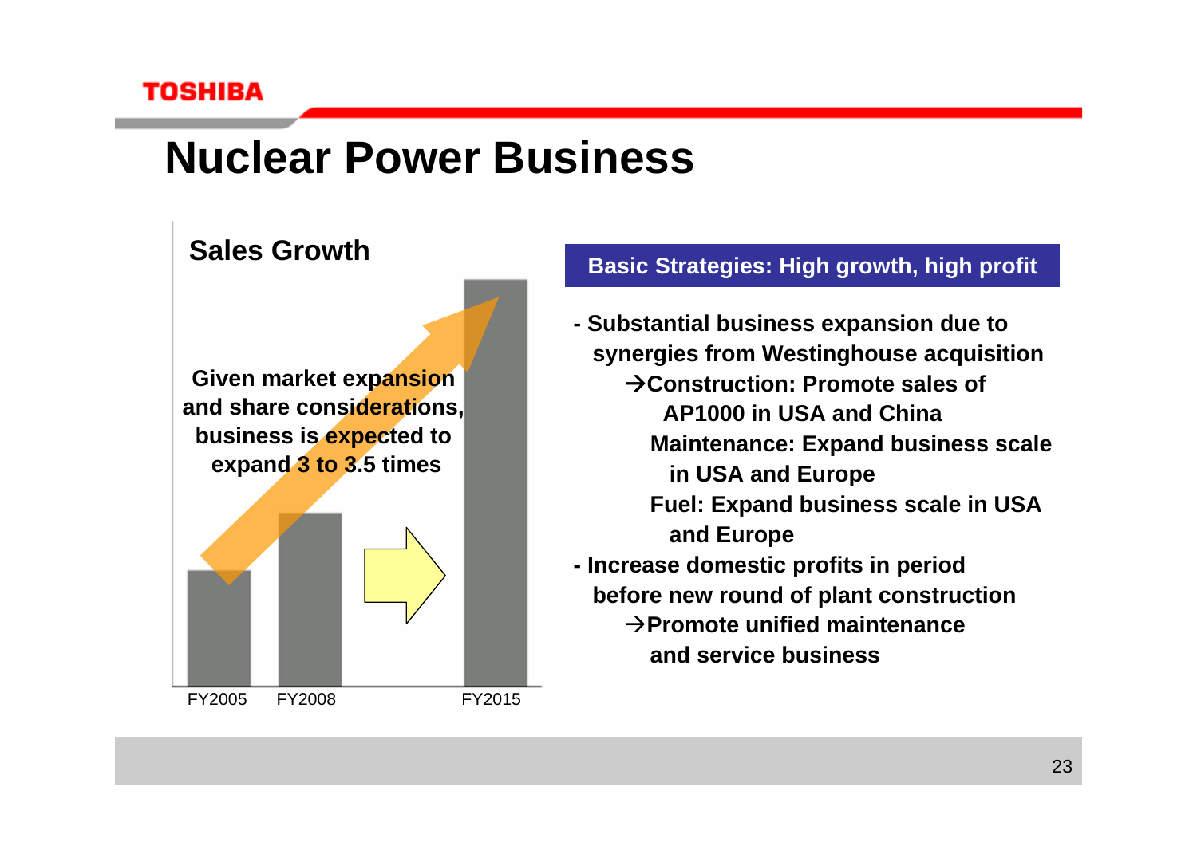# Nuclear Power Business

## Sales Growth

Given market expansion and share considerations, business is expected to expand 3 to 3.5 times

FY2005 FY2008 FY2015

**Basic Strategies: High growth, high profit**

- **Substantial business expansion due to synergies from Westinghouse acquisition**
  - →**Construction: Promote sales of AP1000 in USA and China**
  - **Maintenance: Expand business scale in USA and Europe**
  - **Fuel: Expand business scale in USA and Europe**
- **Increase domestic profits in period before new round of plant construction**
  - →**Promote unified maintenance and service business**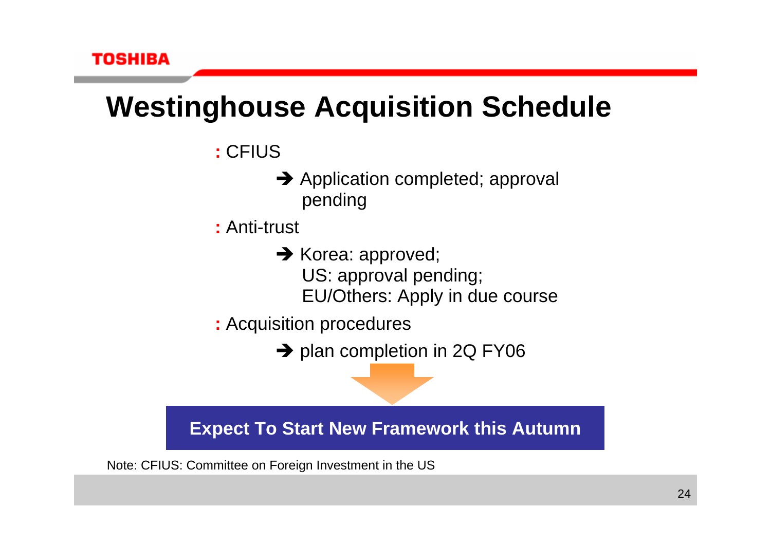# Westinghouse Acquisition Schedule

- **:** CFIUS
  - ➔ Application completed; approval pending
- **:** Anti-trust
  - ➔ Korea: approved;
    US: approval pending;
    EU/Others: Apply in due course
- **:** Acquisition procedures
  - ➔ plan completion in 2Q FY06

**Expect To Start New Framework this Autumn**

Note: CFIUS: Committee on Foreign Investment in the US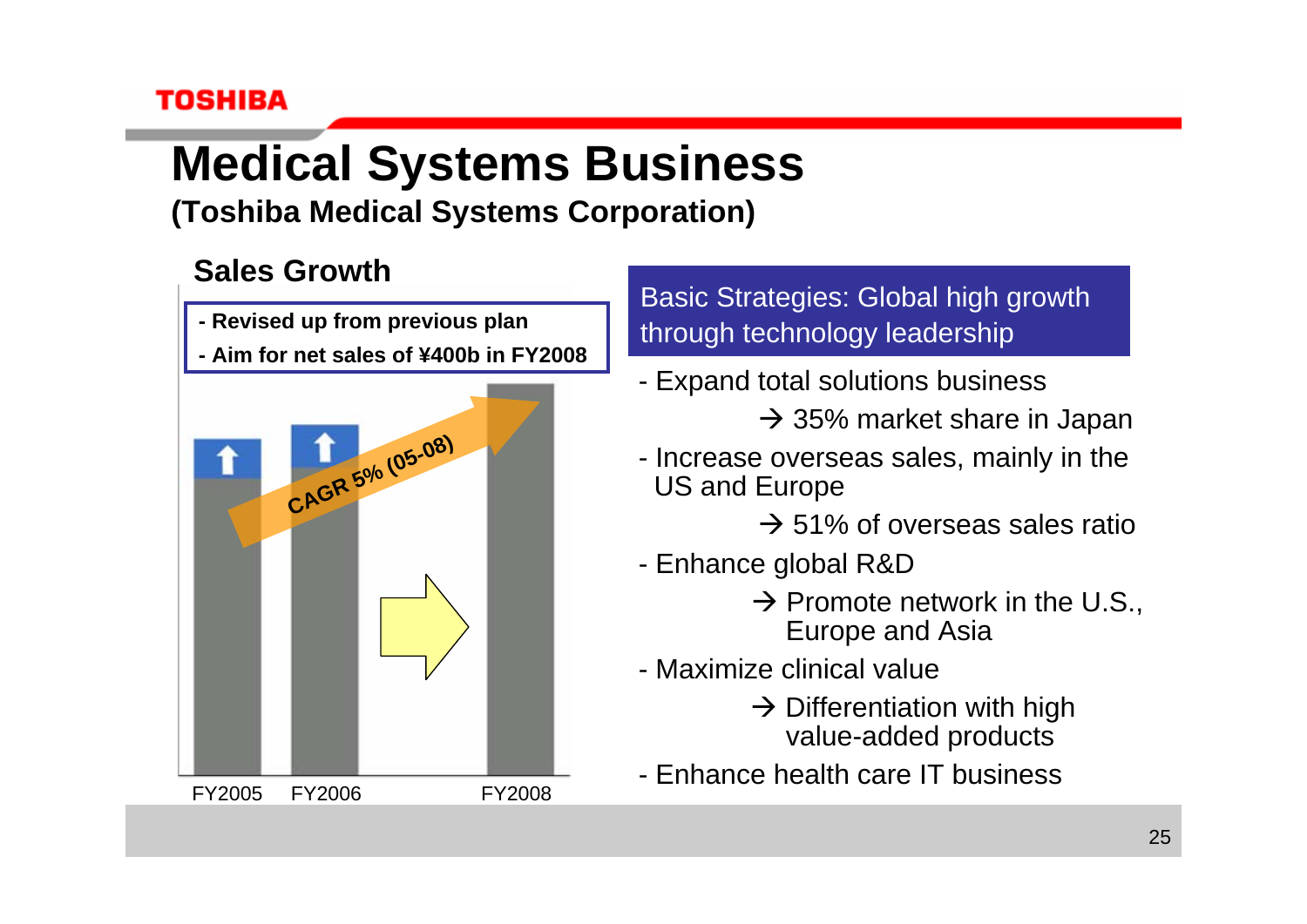# Medical Systems Business

**(Toshiba Medical Systems Corporation)**

## Sales Growth

- **Revised up from previous plan**
- **Aim for net sales of ¥400b in FY2008**

CAGR 5% (05-08)

FY2005 FY2006 FY2008

**Basic Strategies: Global high growth through technology leadership**

- Expand total solutions business
  → 35% market share in Japan
- Increase overseas sales, mainly in the US and Europe
  → 51% of overseas sales ratio
- Enhance global R&D
  → Promote network in the U.S., Europe and Asia
- Maximize clinical value
  → Differentiation with high value-added products
- Enhance health care IT business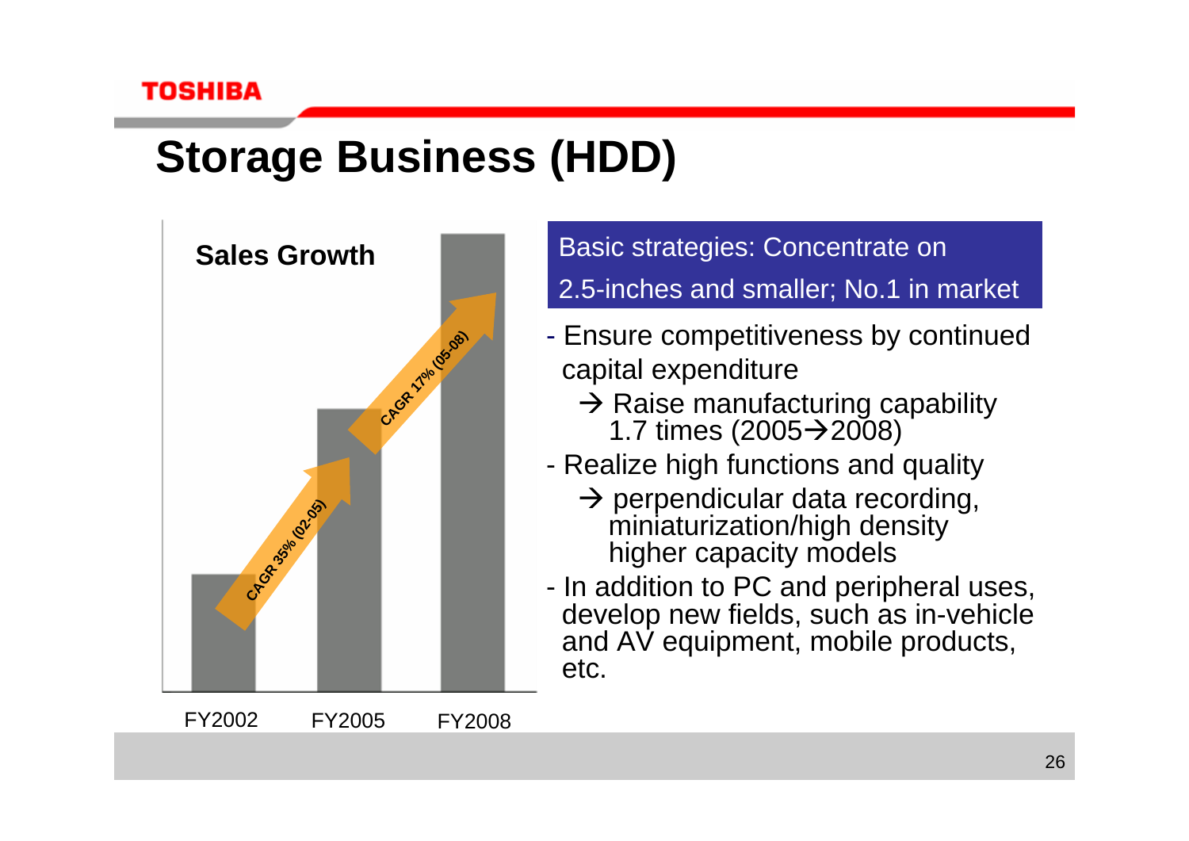# Storage Business (HDD)

**Sales Growth**

CAGR 35% (02-05)

CAGR 17% (05-08)

FY2002 FY2005 FY2008

**Basic strategies: Concentrate on 2.5-inches and smaller; No.1 in market**

- Ensure competitiveness by continued capital expenditure
  - → Raise manufacturing capability 1.7 times (2005→2008)
- Realize high functions and quality
  - → perpendicular data recording, miniaturization/high density higher capacity models
- In addition to PC and peripheral uses, develop new fields, such as in-vehicle and AV equipment, mobile products, etc.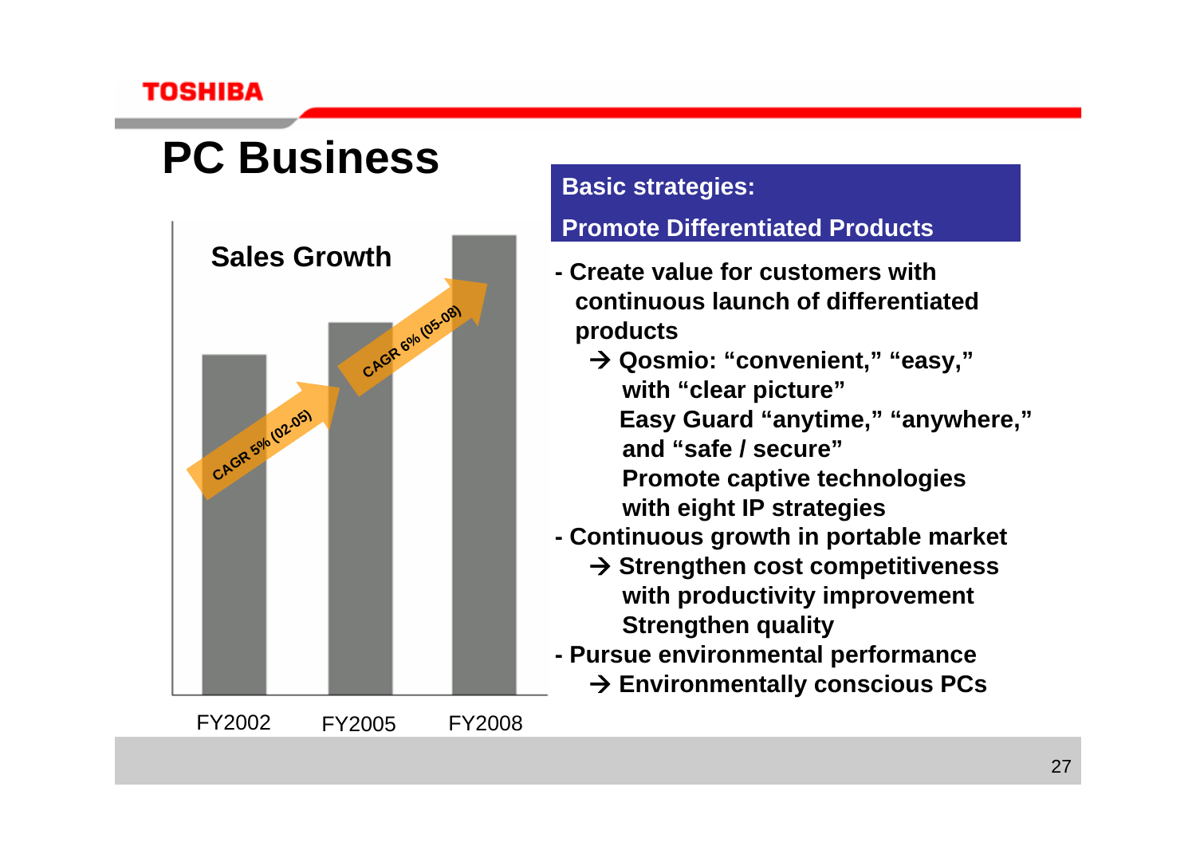# PC Business

**Sales Growth**

CAGR 5% (02-05)

CAGR 6% (05-08)

FY2002 FY2005 FY2008

**Basic strategies:**

**Promote Differentiated Products**

- **Create value for customers with continuous launch of differentiated products**
  - **→ Qosmio: "convenient," "easy," with "clear picture"**
  - **Easy Guard "anytime," "anywhere," and "safe / secure"**
  - **Promote captive technologies with eight IP strategies**
- **Continuous growth in portable market**
  - **→ Strengthen cost competitiveness with productivity improvement**
  - **Strengthen quality**
- **Pursue environmental performance**
  - **→ Environmentally conscious PCs**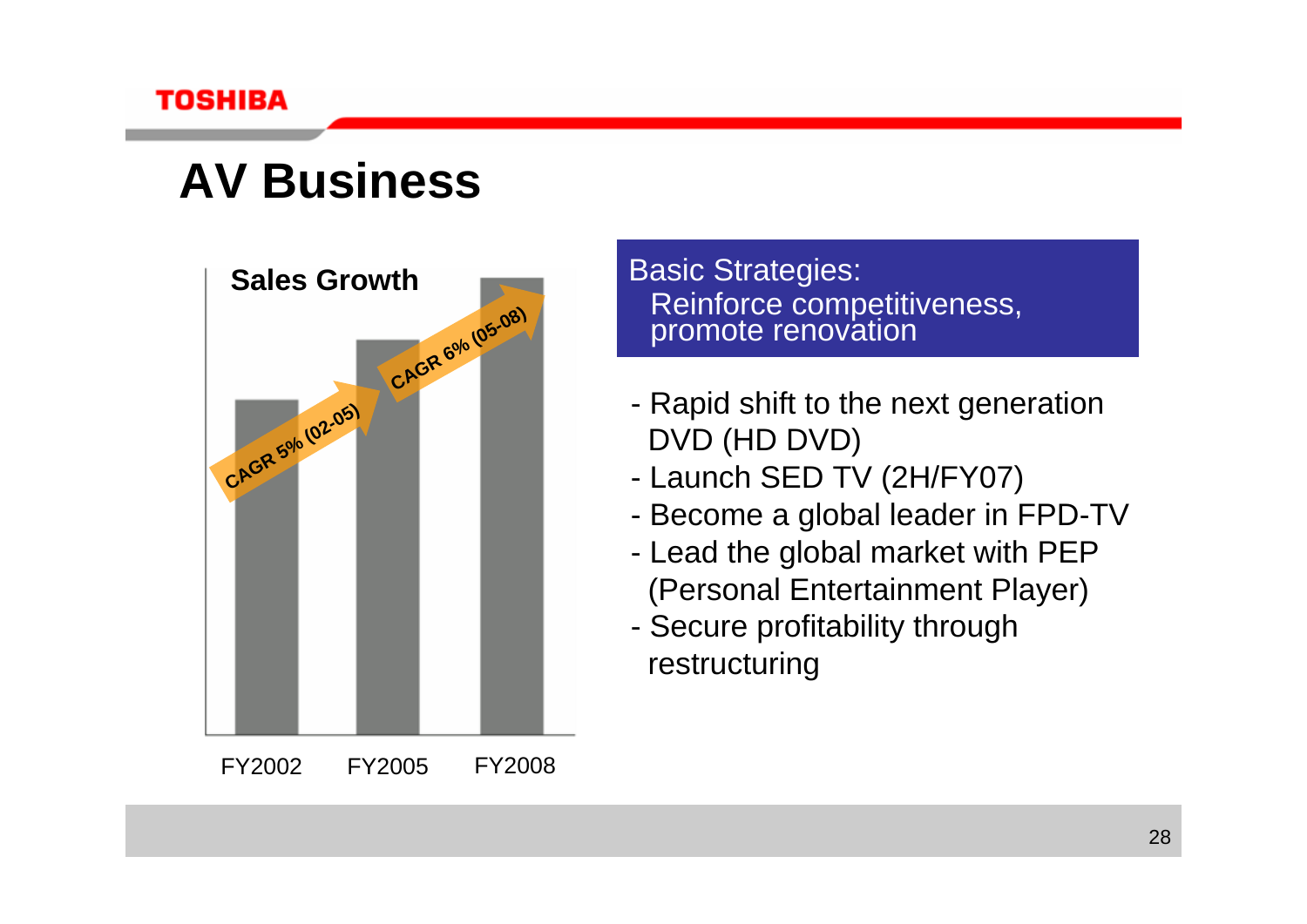# AV Business

**Sales Growth**

CAGR 5% (02-05)

CAGR 6% (05-08)

FY2002 FY2005 FY2008

**Basic Strategies:**
Reinforce competitiveness, promote renovation

- Rapid shift to the next generation DVD (HD DVD)
- Launch SED TV (2H/FY07)
- Become a global leader in FPD-TV
- Lead the global market with PEP (Personal Entertainment Player)
- Secure profitability through restructuring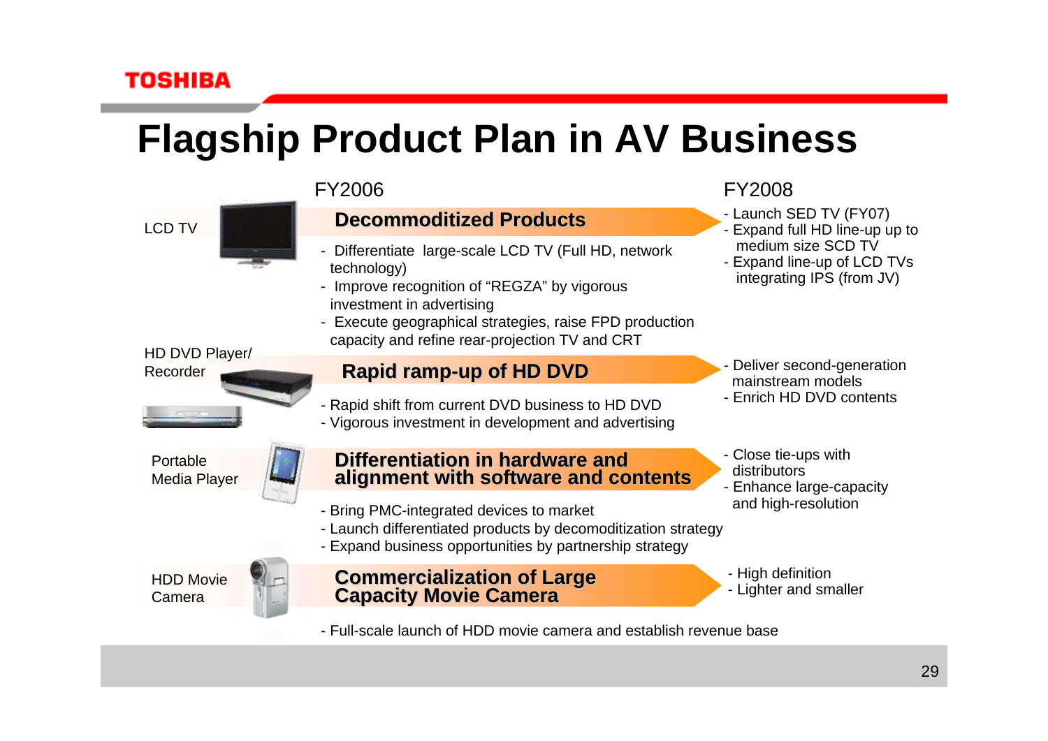# Flagship Product Plan in AV Business

| Product | FY2006 | FY2008 |
| --- | --- | --- |
| LCD TV | **Decommoditized Products**<br>- Differentiate large-scale LCD TV (Full HD, network technology)<br>- Improve recognition of "REGZA" by vigorous investment in advertising<br>- Execute geographical strategies, raise FPD production capacity and refine rear-projection TV and CRT | - Launch SED TV (FY07)<br>- Expand full HD line-up up to medium size SCD TV<br>- Expand line-up of LCD TVs integrating IPS (from JV) |
| HD DVD Player/ Recorder | **Rapid ramp-up of HD DVD**<br>- Rapid shift from current DVD business to HD DVD<br>- Vigorous investment in development and advertising | - Deliver second-generation mainstream models<br>- Enrich HD DVD contents |
| Portable Media Player | **Differentiation in hardware and alignment with software and contents**<br>- Bring PMC-integrated devices to market<br>- Launch differentiated products by decomoditization strategy<br>- Expand business opportunities by partnership strategy | - Close tie-ups with distributors<br>- Enhance large-capacity and high-resolution |
| HDD Movie Camera | **Commercialization of Large Capacity Movie Camera**<br>- Full-scale launch of HDD movie camera and establish revenue base | - High definition<br>- Lighter and smaller |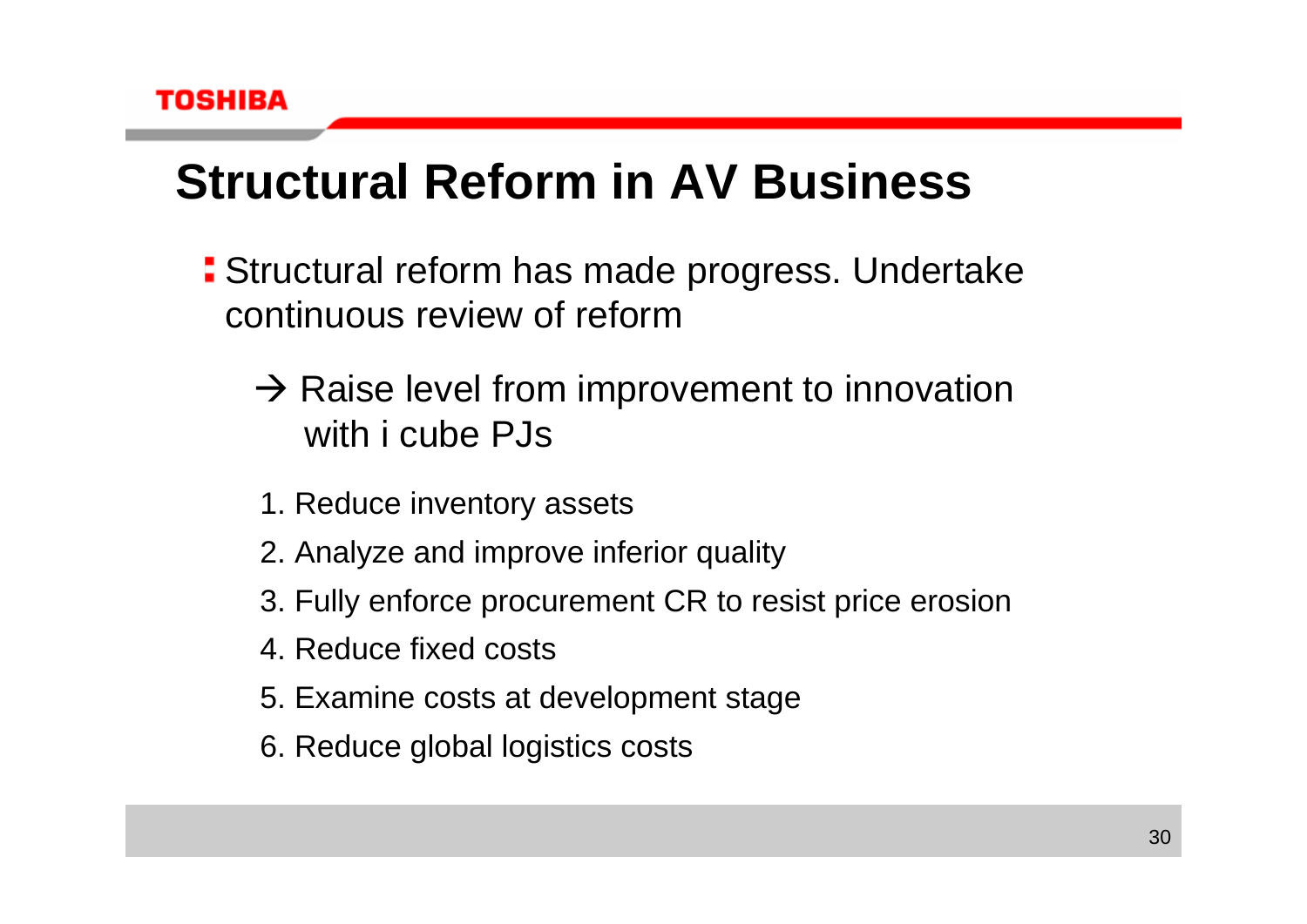# Structural Reform in AV Business

- Structural reform has made progress. Undertake continuous review of reform

  → Raise level from improvement to innovation with i cube PJs

  1. Reduce inventory assets
  2. Analyze and improve inferior quality
  3. Fully enforce procurement CR to resist price erosion
  4. Reduce fixed costs
  5. Examine costs at development stage
  6. Reduce global logistics costs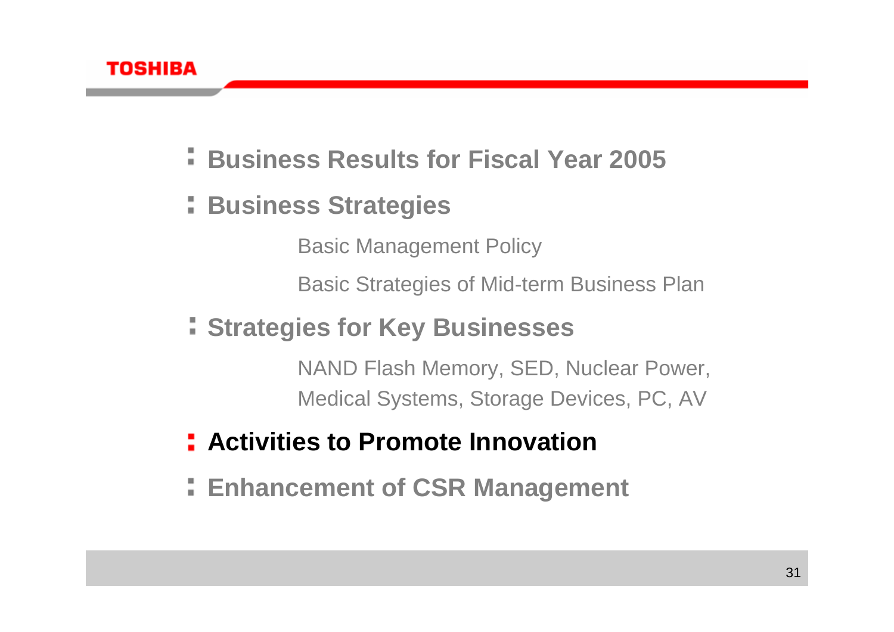- **Business Results for Fiscal Year 2005**
- **Business Strategies**

  Basic Management Policy

  Basic Strategies of Mid-term Business Plan

- **Strategies for Key Businesses**

  NAND Flash Memory, SED, Nuclear Power, Medical Systems, Storage Devices, PC, AV

- **Activities to Promote Innovation**
- **Enhancement of CSR Management**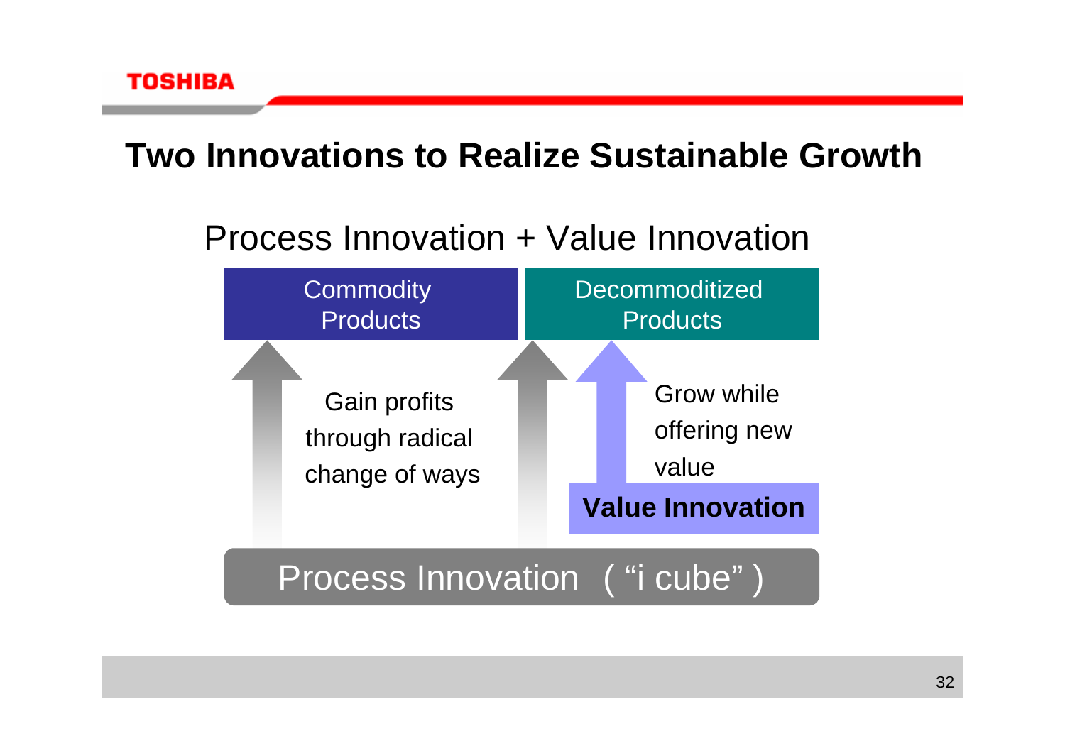# Two Innovations to Realize Sustainable Growth

Process Innovation + Value Innovation

**Commodity Products**

Gain profits through radical change of ways

**Decommoditized Products**

Grow while offering new value

**Value Innovation**

Process Innovation ( "i cube" )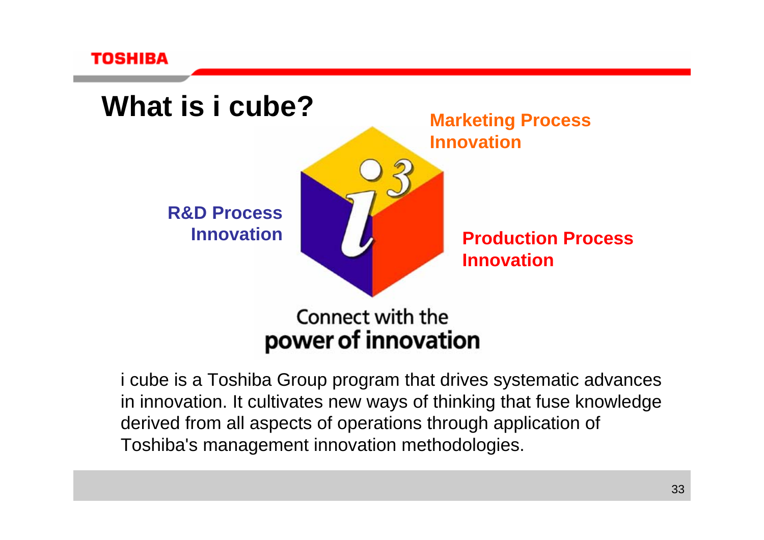# What is i cube?

**Marketing Process Innovation**

**R&D Process Innovation**

**Production Process Innovation**

Connect with the
**power of innovation**

i cube is a Toshiba Group program that drives systematic advances in innovation. It cultivates new ways of thinking that fuse knowledge derived from all aspects of operations through application of Toshiba's management innovation methodologies.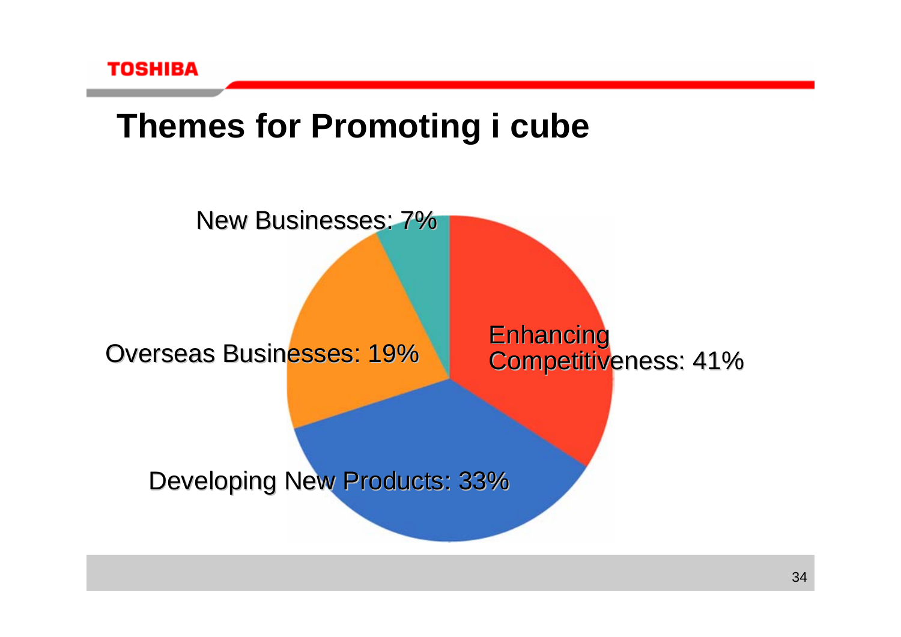# Themes for Promoting i cube

New Businesses: 7%

Overseas Businesses: 19%

Enhancing Competitiveness: 41%

Developing New Products: 33%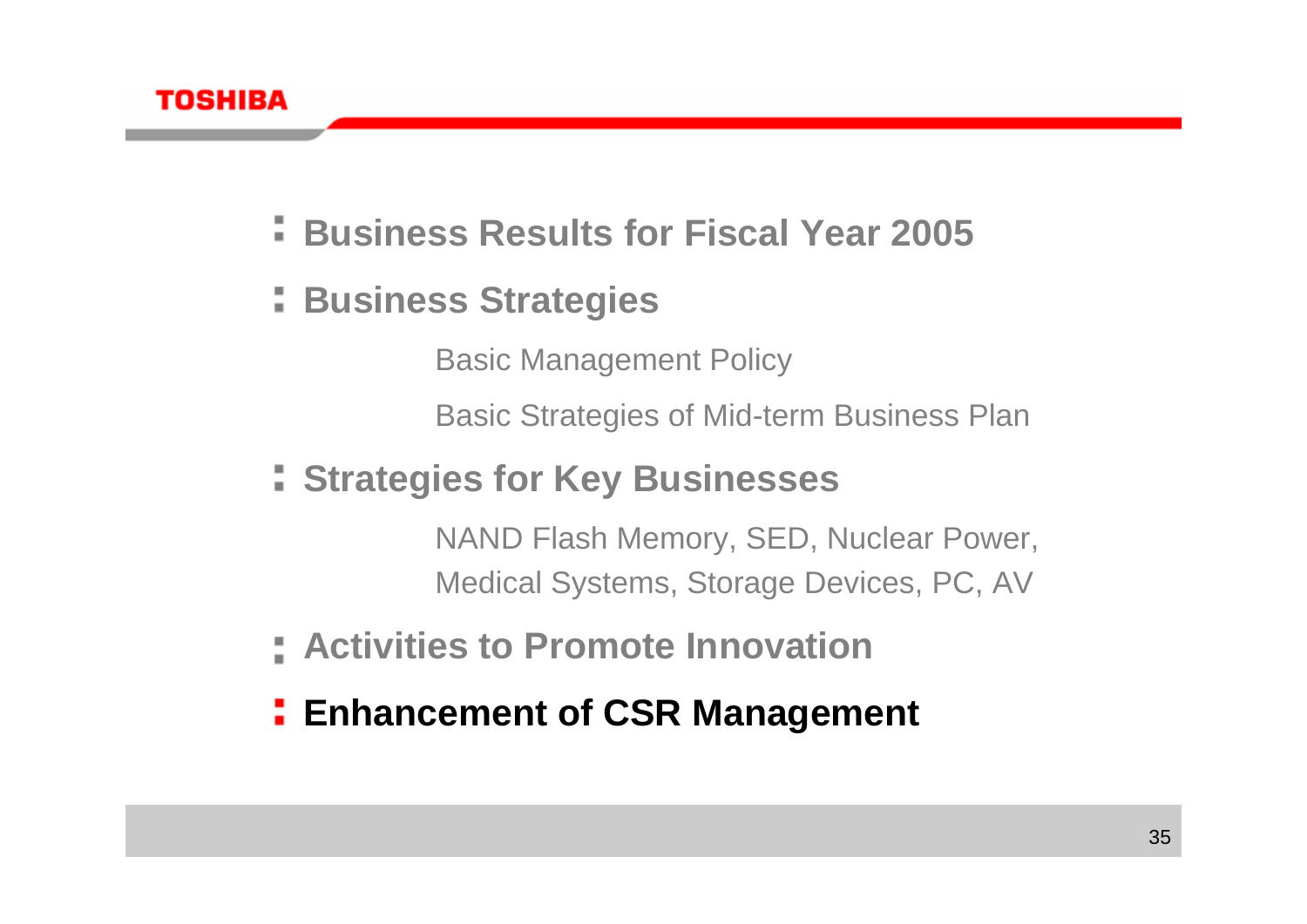- **Business Results for Fiscal Year 2005**
- **Business Strategies**

  Basic Management Policy

  Basic Strategies of Mid-term Business Plan

- **Strategies for Key Businesses**

  NAND Flash Memory, SED, Nuclear Power, Medical Systems, Storage Devices, PC, AV

- **Activities to Promote Innovation**
- **Enhancement of CSR Management**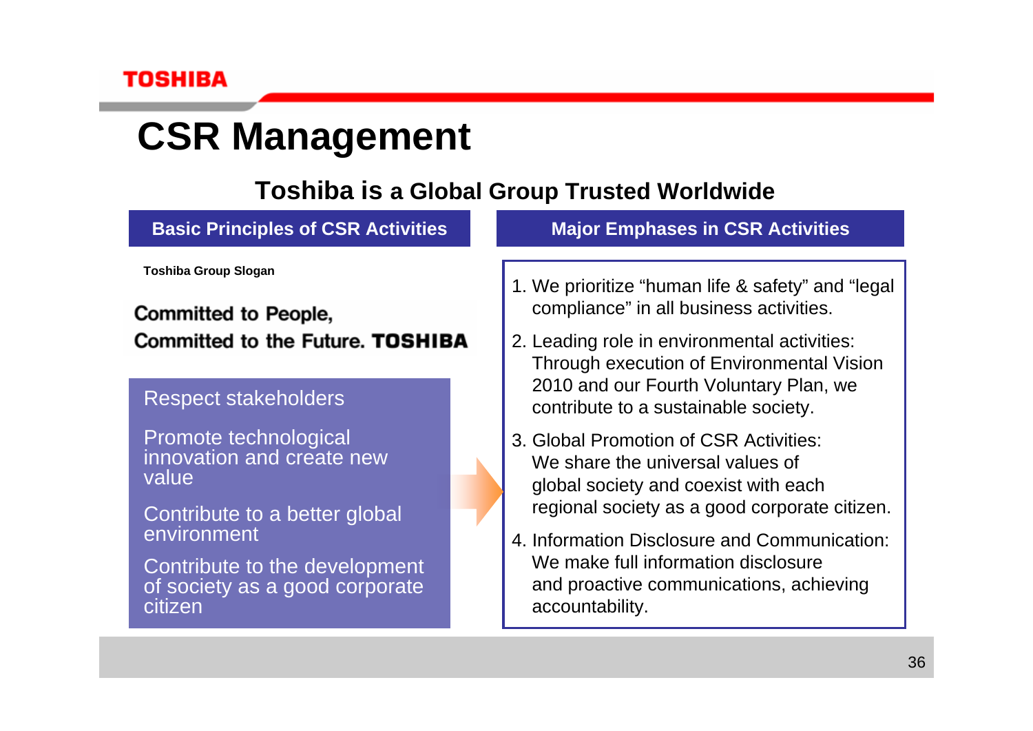# CSR Management

## Toshiba is a Global Group Trusted Worldwide

### Basic Principles of CSR Activities

**Toshiba Group Slogan**

**Committed to People, Committed to the Future. TOSHIBA**

- Respect stakeholders
- Promote technological innovation and create new value
- Contribute to a better global environment
- Contribute to the development of society as a good corporate citizen

### Major Emphases in CSR Activities

1. We prioritize “human life & safety” and “legal compliance” in all business activities.
2. Leading role in environmental activities: Through execution of Environmental Vision 2010 and our Fourth Voluntary Plan, we contribute to a sustainable society.
3. Global Promotion of CSR Activities: We share the universal values of global society and coexist with each regional society as a good corporate citizen.
4. Information Disclosure and Communication: We make full information disclosure and proactive communications, achieving accountability.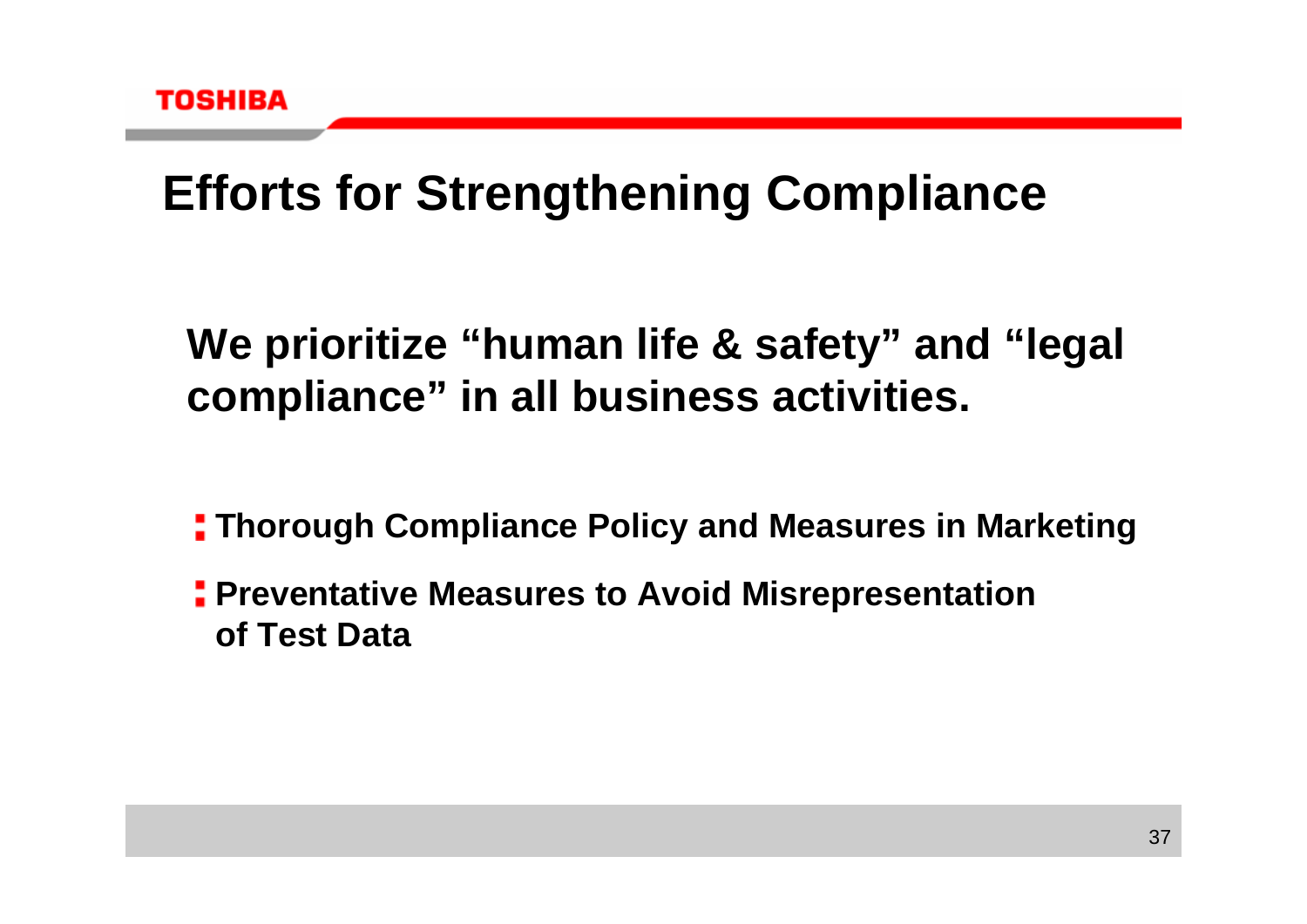# Efforts for Strengthening Compliance

**We prioritize "human life & safety" and "legal compliance" in all business activities.**

- **Thorough Compliance Policy and Measures in Marketing**
- **Preventative Measures to Avoid Misrepresentation of Test Data**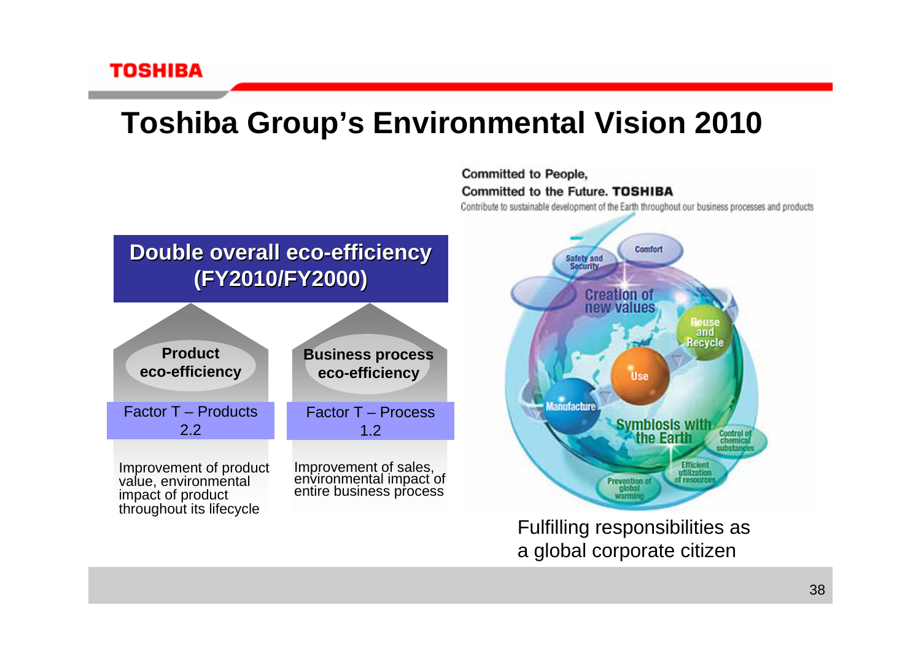# Toshiba Group's Environmental Vision 2010

Committed to People,
Committed to the Future. TOSHIBA

Contribute to sustainable development of the Earth throughout our business processes and products

**Double overall eco-efficiency (FY2010/FY2000)**

| **Product eco-efficiency** | **Business process eco-efficiency** |
| --- | --- |
| Factor T – Products 2.2 | Factor T – Process 1.2 |
| Improvement of product value, environmental impact of product throughout its lifecycle | Improvement of sales, environmental impact of entire business process |

Comfort, Safety and Security, Creation of new values, Reuse and Recycle, Use, Manufacture, Symbiosis with the Earth, Control of chemical substances, Efficient utilization of resources, Prevention of global warming

Fulfilling responsibilities as a global corporate citizen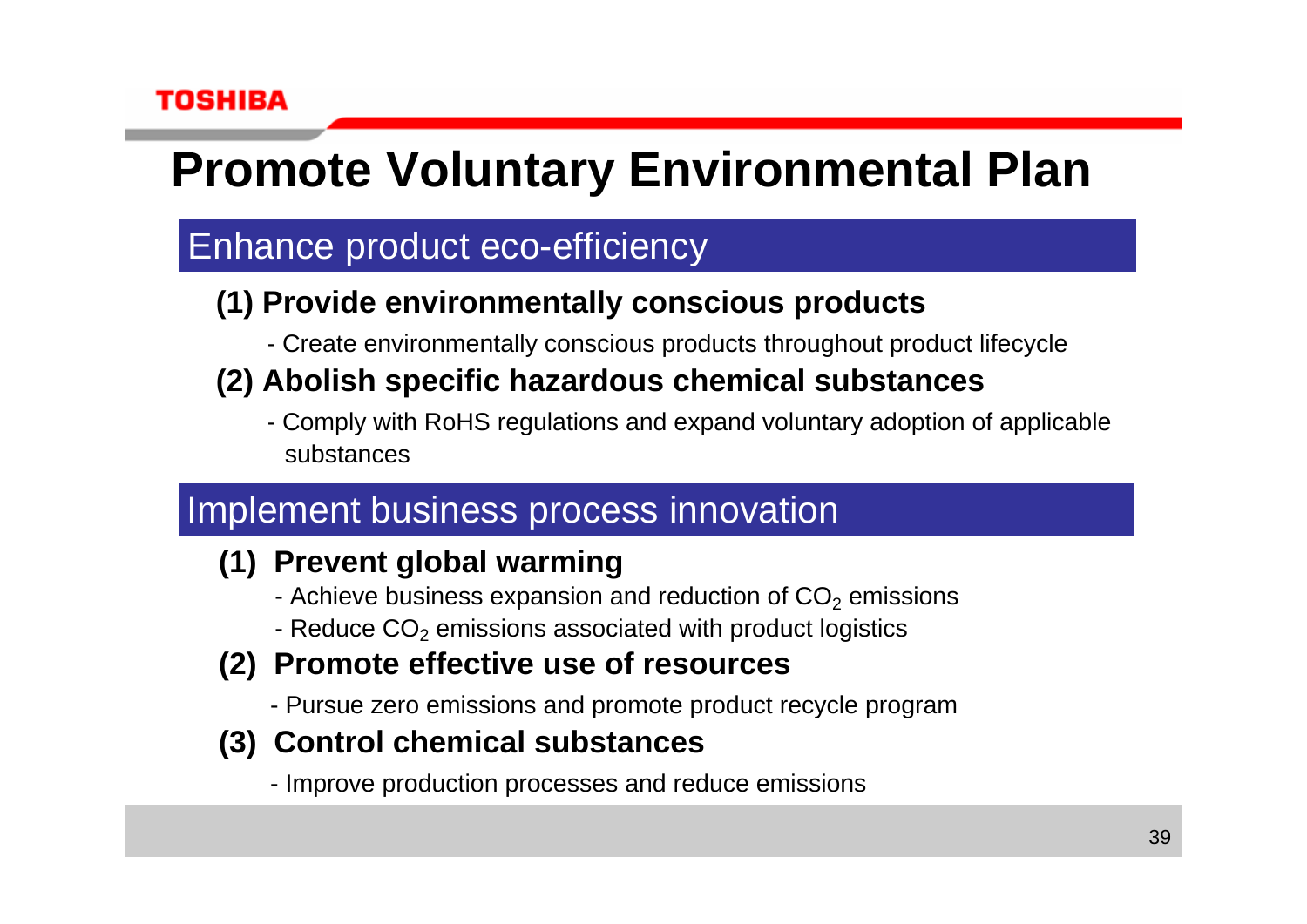# Promote Voluntary Environmental Plan

## Enhance product eco-efficiency

### (1) Provide environmentally conscious products

- Create environmentally conscious products throughout product lifecycle

### (2) Abolish specific hazardous chemical substances

- Comply with RoHS regulations and expand voluntary adoption of applicable substances

## Implement business process innovation

### (1) Prevent global warming

- Achieve business expansion and reduction of $CO_2$ emissions
- Reduce $CO_2$ emissions associated with product logistics

### (2) Promote effective use of resources

- Pursue zero emissions and promote product recycle program

### (3) Control chemical substances

- Improve production processes and reduce emissions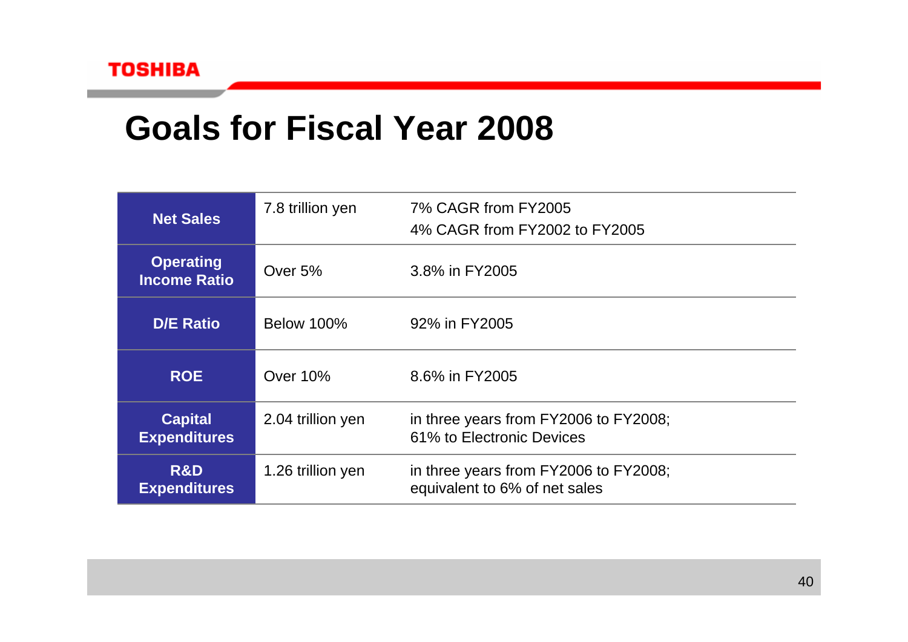# Goals for Fiscal Year 2008

| | | |
|---|---|---|
| **Net Sales** | 7.8 trillion yen | 7% CAGR from FY2005<br>4% CAGR from FY2002 to FY2005 |
| **Operating Income Ratio** | Over 5% | 3.8% in FY2005 |
| **D/E Ratio** | Below 100% | 92% in FY2005 |
| **ROE** | Over 10% | 8.6% in FY2005 |
| **Capital Expenditures** | 2.04 trillion yen | in three years from FY2006 to FY2008;<br>61% to Electronic Devices |
| **R&D Expenditures** | 1.26 trillion yen | in three years from FY2006 to FY2008;<br>equivalent to 6% of net sales |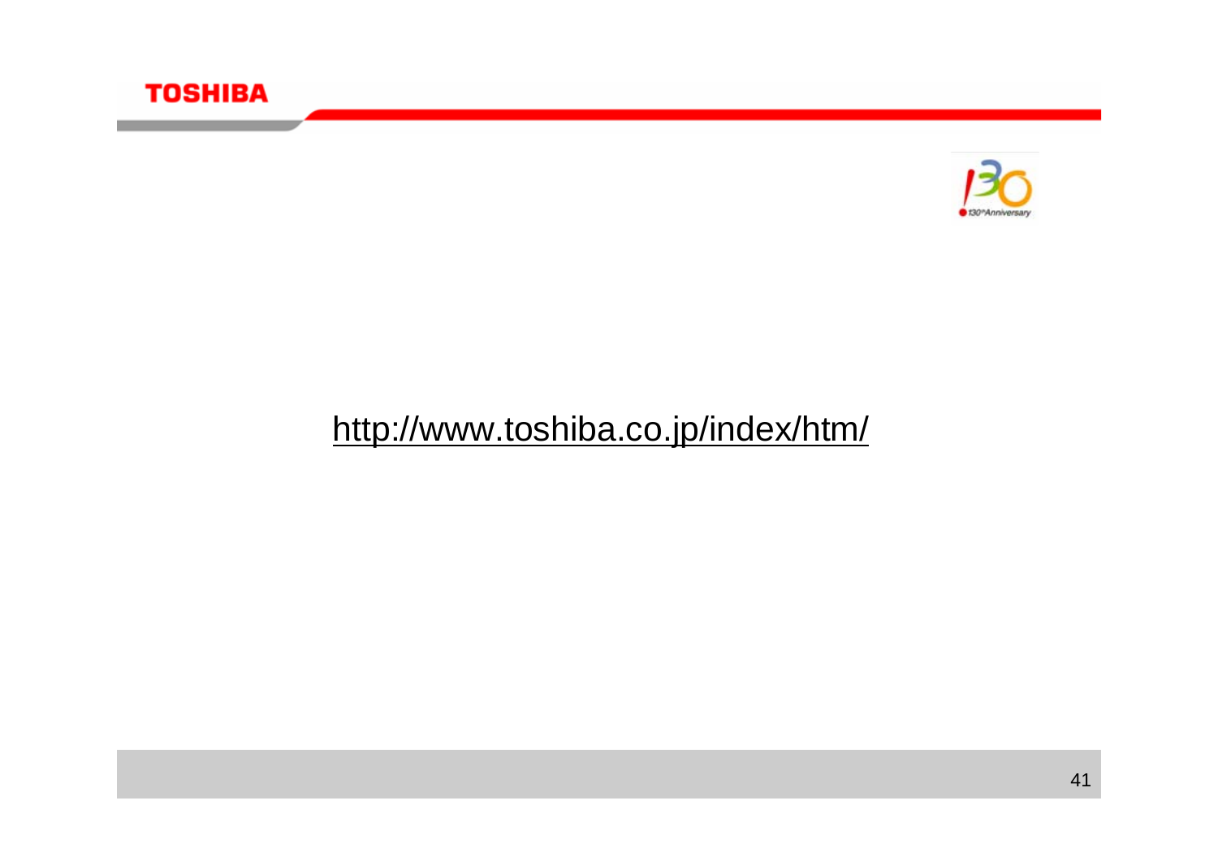http://www.toshiba.co.jp/index/htm/